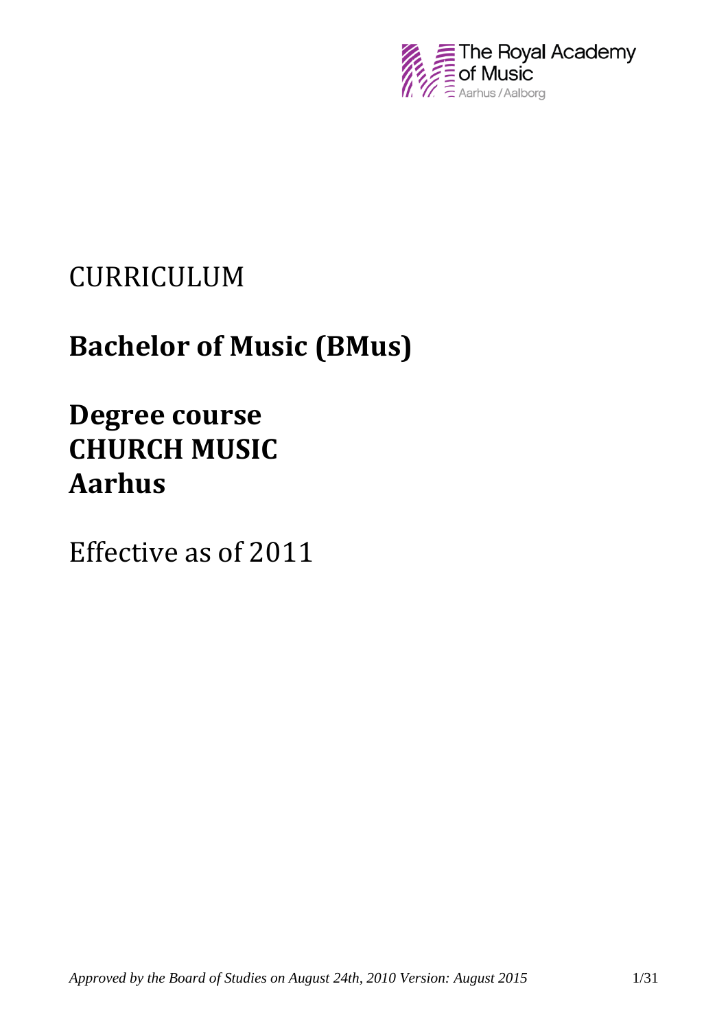The Royal Academy of Music
Aarhus / Aalborg

CURRICULUM

# Bachelor of Music (BMus)

# Degree course
# CHURCH MUSIC
# Aarhus

Effective as of 2011

*Approved by the Board of Studies on August 24th, 2010 Version: August 2015*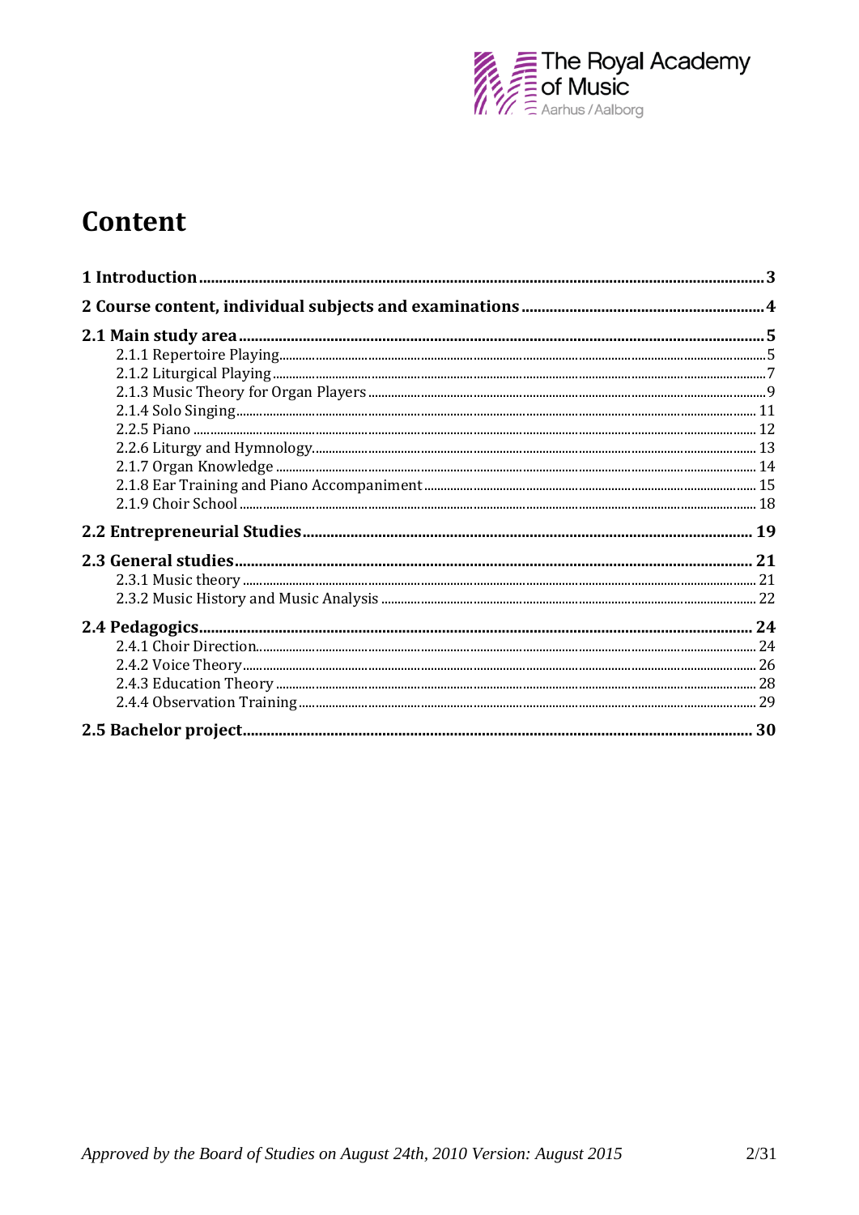# Content

| | |
|---|---|
| **1 Introduction** | **3** |
| **2 Course content, individual subjects and examinations** | **4** |
| **2.1 Main study area** | **5** |
| 2.1.1 Repertoire Playing | 5 |
| 2.1.2 Liturgical Playing | 7 |
| 2.1.3 Music Theory for Organ Players | 9 |
| 2.1.4 Solo Singing | 11 |
| 2.2.5 Piano | 12 |
| 2.2.6 Liturgy and Hymnology. | 13 |
| 2.1.7 Organ Knowledge | 14 |
| 2.1.8 Ear Training and Piano Accompaniment | 15 |
| 2.1.9 Choir School | 18 |
| **2.2 Entrepreneurial Studies** | **19** |
| **2.3 General studies** | **21** |
| 2.3.1 Music theory | 21 |
| 2.3.2 Music History and Music Analysis | 22 |
| **2.4 Pedagogics** | **24** |
| 2.4.1 Choir Direction. | 24 |
| 2.4.2 Voice Theory | 26 |
| 2.4.3 Education Theory | 28 |
| 2.4.4 Observation Training | 29 |
| **2.5 Bachelor project** | **30** |

*Approved by the Board of Studies on August 24th, 2010 Version: August 2015*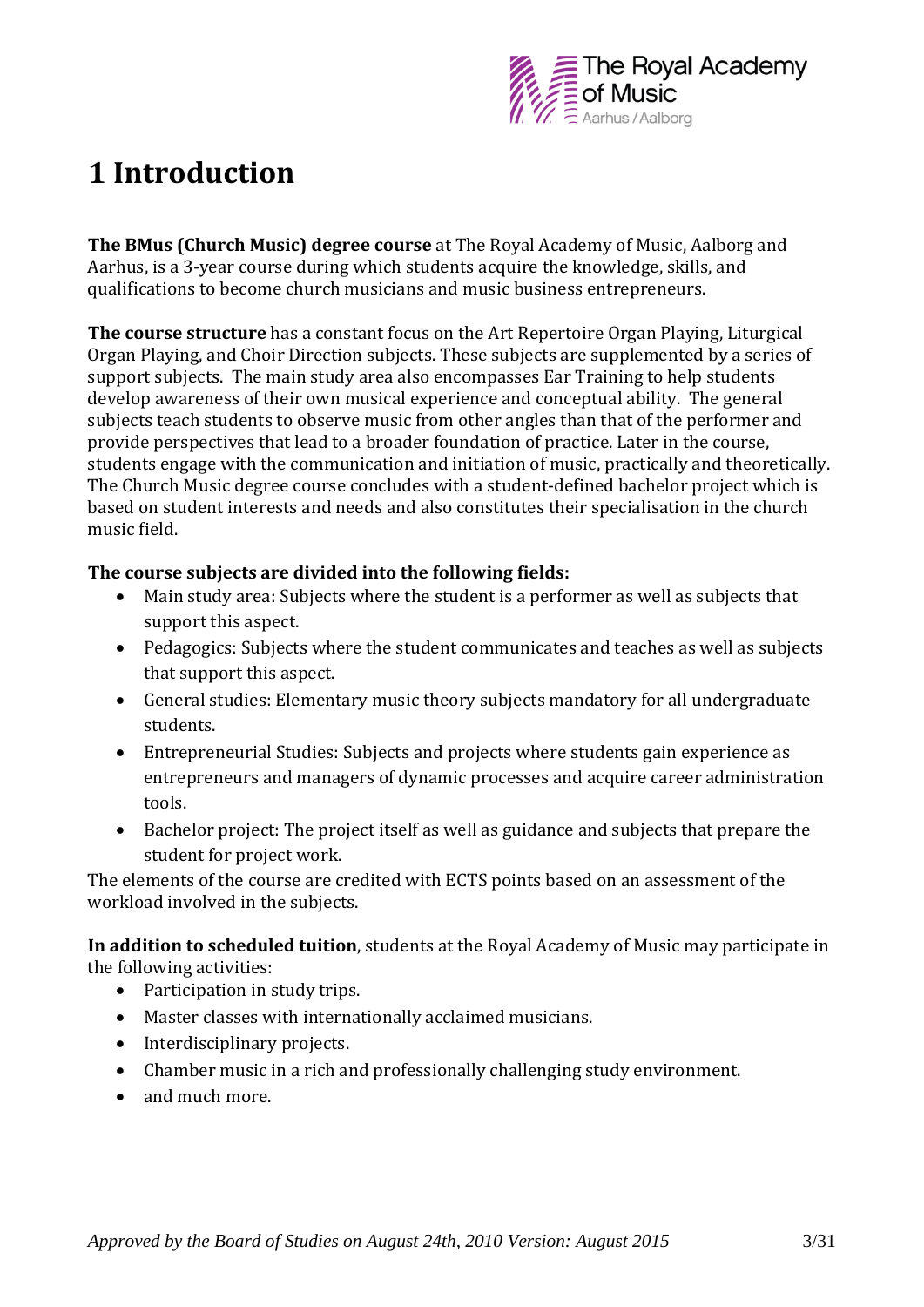# 1 Introduction

**The BMus (Church Music) degree course** at The Royal Academy of Music, Aalborg and Aarhus, is a 3-year course during which students acquire the knowledge, skills, and qualifications to become church musicians and music business entrepreneurs.

**The course structure** has a constant focus on the Art Repertoire Organ Playing, Liturgical Organ Playing, and Choir Direction subjects. These subjects are supplemented by a series of support subjects. The main study area also encompasses Ear Training to help students develop awareness of their own musical experience and conceptual ability. The general subjects teach students to observe music from other angles than that of the performer and provide perspectives that lead to a broader foundation of practice. Later in the course, students engage with the communication and initiation of music, practically and theoretically. The Church Music degree course concludes with a student-defined bachelor project which is based on student interests and needs and also constitutes their specialisation in the church music field.

**The course subjects are divided into the following fields:**

- Main study area: Subjects where the student is a performer as well as subjects that support this aspect.
- Pedagogics: Subjects where the student communicates and teaches as well as subjects that support this aspect.
- General studies: Elementary music theory subjects mandatory for all undergraduate students.
- Entrepreneurial Studies: Subjects and projects where students gain experience as entrepreneurs and managers of dynamic processes and acquire career administration tools.
- Bachelor project: The project itself as well as guidance and subjects that prepare the student for project work.

The elements of the course are credited with ECTS points based on an assessment of the workload involved in the subjects.

**In addition to scheduled tuition**, students at the Royal Academy of Music may participate in the following activities:

- Participation in study trips.
- Master classes with internationally acclaimed musicians.
- Interdisciplinary projects.
- Chamber music in a rich and professionally challenging study environment.
- and much more.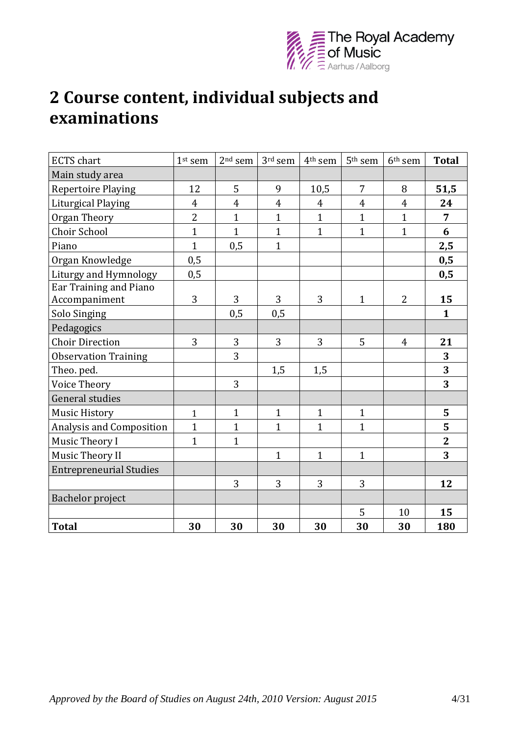# 2 Course content, individual subjects and examinations

| ECTS chart | 1st sem | 2nd sem | 3rd sem | 4th sem | 5th sem | 6th sem | **Total** |
|---|---|---|---|---|---|---|---|
| Main study area | | | | | | | |
| Repertoire Playing | 12 | 5 | 9 | 10,5 | 7 | 8 | **51,5** |
| Liturgical Playing | 4 | 4 | 4 | 4 | 4 | 4 | **24** |
| Organ Theory | 2 | 1 | 1 | 1 | 1 | 1 | **7** |
| Choir School | 1 | 1 | 1 | 1 | 1 | 1 | **6** |
| Piano | 1 | 0,5 | 1 | | | | **2,5** |
| Organ Knowledge | 0,5 | | | | | | **0,5** |
| Liturgy and Hymnology | 0,5 | | | | | | **0,5** |
| Ear Training and Piano Accompaniment | 3 | 3 | 3 | 3 | 1 | 2 | **15** |
| Solo Singing | | 0,5 | 0,5 | | | | **1** |
| Pedagogics | | | | | | | |
| Choir Direction | 3 | 3 | 3 | 3 | 5 | 4 | **21** |
| Observation Training | | 3 | | | | | **3** |
| Theo. ped. | | | 1,5 | 1,5 | | | **3** |
| Voice Theory | | 3 | | | | | **3** |
| General studies | | | | | | | |
| Music History | 1 | 1 | 1 | 1 | 1 | | **5** |
| Analysis and Composition | 1 | 1 | 1 | 1 | 1 | | **5** |
| Music Theory I | 1 | 1 | | | | | **2** |
| Music Theory II | | | 1 | 1 | 1 | | **3** |
| Entrepreneurial Studies | | | | | | | |
| | | 3 | 3 | 3 | 3 | | **12** |
| Bachelor project | | | | | | | |
| | | | | | 5 | 10 | **15** |
| **Total** | **30** | **30** | **30** | **30** | **30** | **30** | **180** |

*Approved by the Board of Studies on August 24th, 2010 Version: August 2015*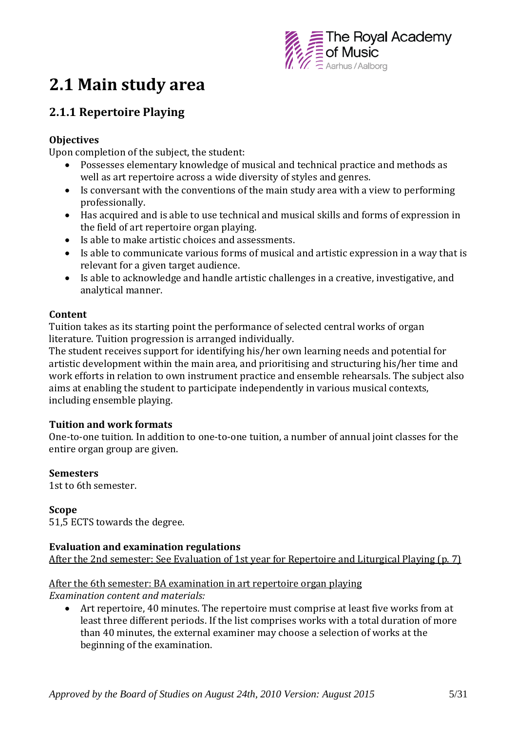# 2.1 Main study area

## 2.1.1 Repertoire Playing

**Objectives**

Upon completion of the subject, the student:

- Possesses elementary knowledge of musical and technical practice and methods as well as art repertoire across a wide diversity of styles and genres.
- Is conversant with the conventions of the main study area with a view to performing professionally.
- Has acquired and is able to use technical and musical skills and forms of expression in the field of art repertoire organ playing.
- Is able to make artistic choices and assessments.
- Is able to communicate various forms of musical and artistic expression in a way that is relevant for a given target audience.
- Is able to acknowledge and handle artistic challenges in a creative, investigative, and analytical manner.

**Content**

Tuition takes as its starting point the performance of selected central works of organ literature. Tuition progression is arranged individually.

The student receives support for identifying his/her own learning needs and potential for artistic development within the main area, and prioritising and structuring his/her time and work efforts in relation to own instrument practice and ensemble rehearsals. The subject also aims at enabling the student to participate independently in various musical contexts, including ensemble playing.

**Tuition and work formats**

One-to-one tuition. In addition to one-to-one tuition, a number of annual joint classes for the entire organ group are given.

**Semesters**

1st to 6th semester.

**Scope**

51,5 ECTS towards the degree.

**Evaluation and examination regulations**

After the 2nd semester: See Evaluation of 1st year for Repertoire and Liturgical Playing (p. 7)

After the 6th semester: BA examination in art repertoire organ playing

*Examination content and materials:*

- Art repertoire, 40 minutes. The repertoire must comprise at least five works from at least three different periods. If the list comprises works with a total duration of more than 40 minutes, the external examiner may choose a selection of works at the beginning of the examination.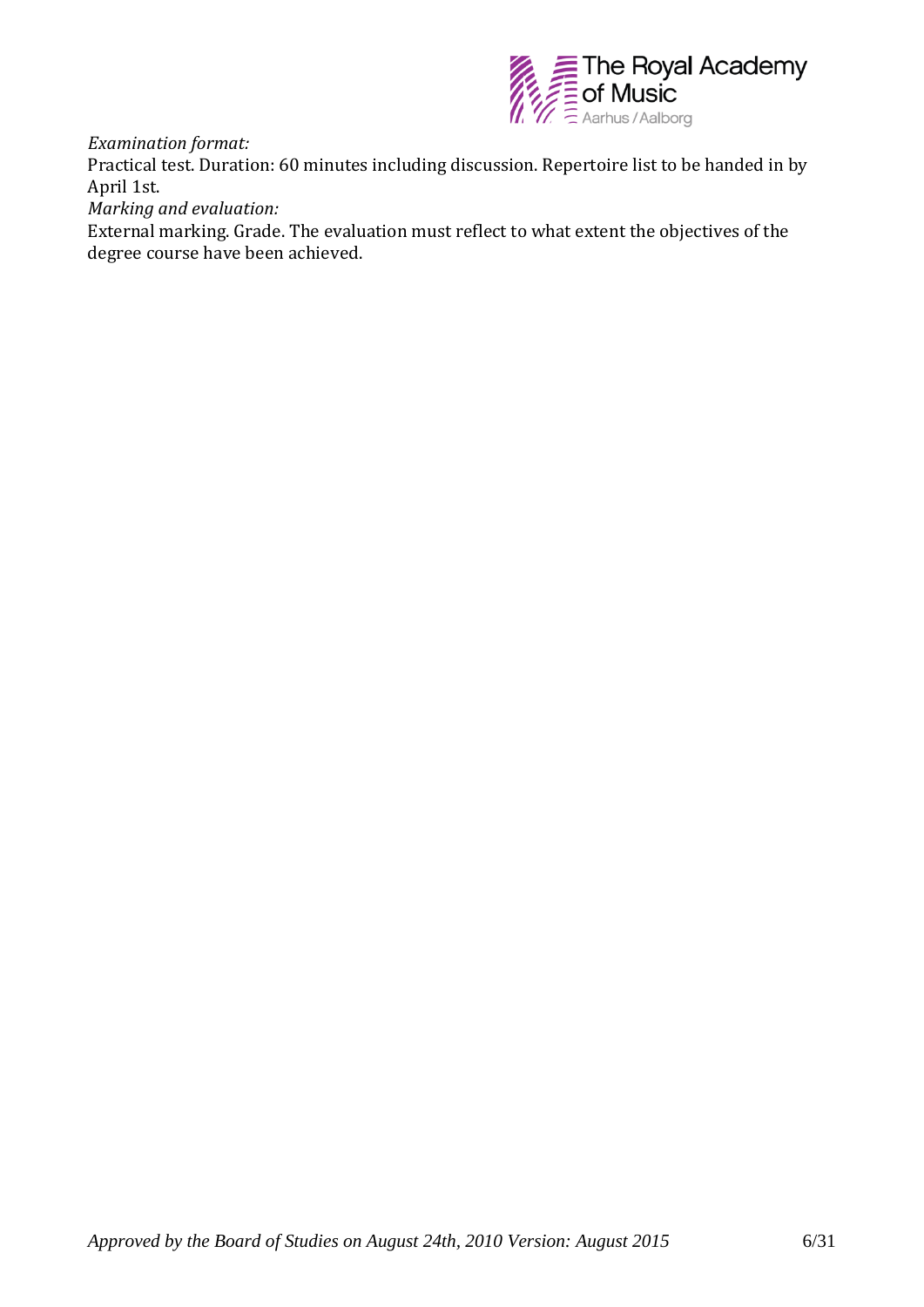*Examination format:*

Practical test. Duration: 60 minutes including discussion. Repertoire list to be handed in by April 1st.

*Marking and evaluation:*

External marking. Grade. The evaluation must reflect to what extent the objectives of the degree course have been achieved.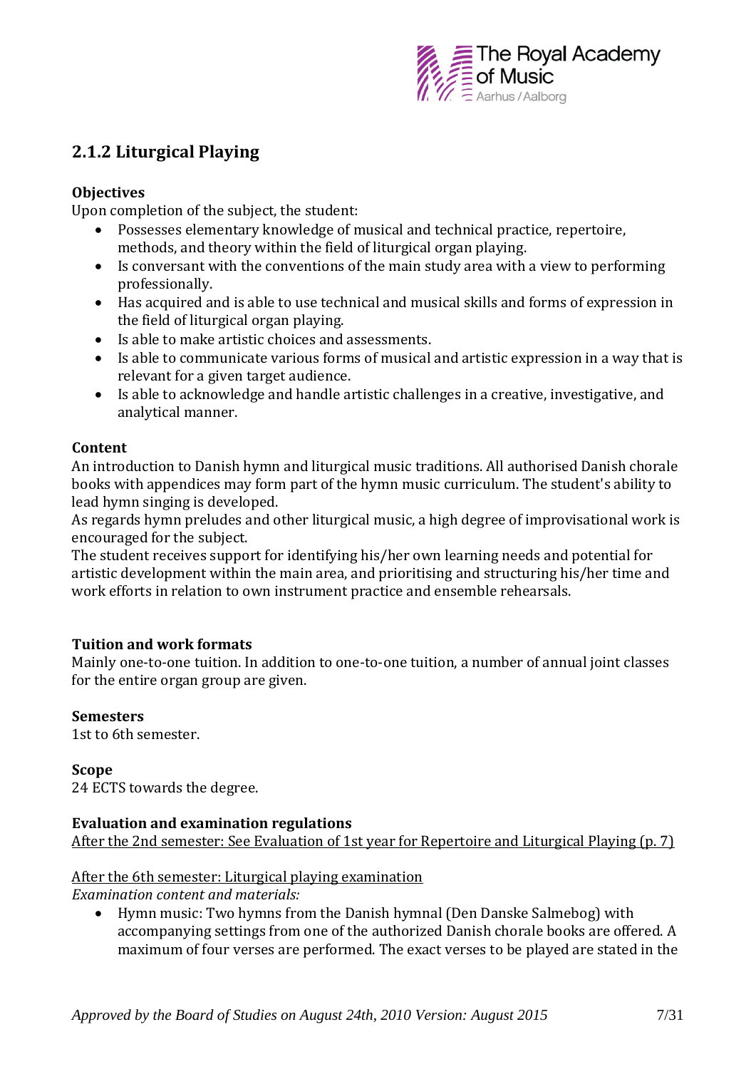## 2.1.2 Liturgical Playing

**Objectives**

Upon completion of the subject, the student:

- Possesses elementary knowledge of musical and technical practice, repertoire, methods, and theory within the field of liturgical organ playing.
- Is conversant with the conventions of the main study area with a view to performing professionally.
- Has acquired and is able to use technical and musical skills and forms of expression in the field of liturgical organ playing.
- Is able to make artistic choices and assessments.
- Is able to communicate various forms of musical and artistic expression in a way that is relevant for a given target audience.
- Is able to acknowledge and handle artistic challenges in a creative, investigative, and analytical manner.

**Content**

An introduction to Danish hymn and liturgical music traditions. All authorised Danish chorale books with appendices may form part of the hymn music curriculum. The student's ability to lead hymn singing is developed.
As regards hymn preludes and other liturgical music, a high degree of improvisational work is encouraged for the subject.
The student receives support for identifying his/her own learning needs and potential for artistic development within the main area, and prioritising and structuring his/her time and work efforts in relation to own instrument practice and ensemble rehearsals.

**Tuition and work formats**

Mainly one-to-one tuition. In addition to one-to-one tuition, a number of annual joint classes for the entire organ group are given.

**Semesters**

1st to 6th semester.

**Scope**

24 ECTS towards the degree.

**Evaluation and examination regulations**

After the 2nd semester: See Evaluation of 1st year for Repertoire and Liturgical Playing (p. 7)

After the 6th semester: Liturgical playing examination

*Examination content and materials:*

- Hymn music: Two hymns from the Danish hymnal (Den Danske Salmebog) with accompanying settings from one of the authorized Danish chorale books are offered. A maximum of four verses are performed. The exact verses to be played are stated in the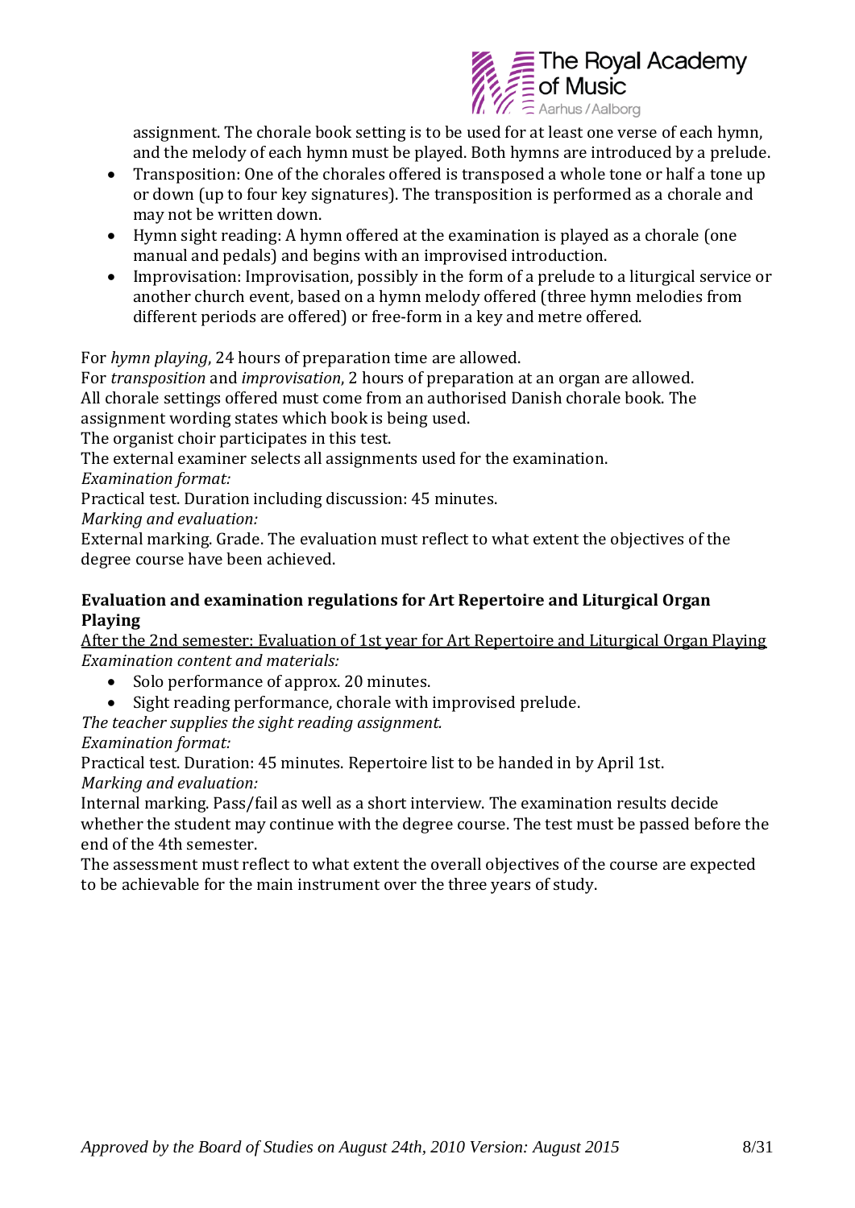assignment. The chorale book setting is to be used for at least one verse of each hymn, and the melody of each hymn must be played. Both hymns are introduced by a prelude.

- Transposition: One of the chorales offered is transposed a whole tone or half a tone up or down (up to four key signatures). The transposition is performed as a chorale and may not be written down.
- Hymn sight reading: A hymn offered at the examination is played as a chorale (one manual and pedals) and begins with an improvised introduction.
- Improvisation: Improvisation, possibly in the form of a prelude to a liturgical service or another church event, based on a hymn melody offered (three hymn melodies from different periods are offered) or free-form in a key and metre offered.

For *hymn playing*, 24 hours of preparation time are allowed.
For *transposition* and *improvisation*, 2 hours of preparation at an organ are allowed.
All chorale settings offered must come from an authorised Danish chorale book. The assignment wording states which book is being used.
The organist choir participates in this test.
The external examiner selects all assignments used for the examination.
*Examination format:*
Practical test. Duration including discussion: 45 minutes.
*Marking and evaluation:*
External marking. Grade. The evaluation must reflect to what extent the objectives of the degree course have been achieved.

### Evaluation and examination regulations for Art Repertoire and Liturgical Organ Playing

<u>After the 2nd semester: Evaluation of 1st year for Art Repertoire and Liturgical Organ Playing</u>
*Examination content and materials:*

- Solo performance of approx. 20 minutes.
- Sight reading performance, chorale with improvised prelude.

*The teacher supplies the sight reading assignment.*
*Examination format:*
Practical test. Duration: 45 minutes. Repertoire list to be handed in by April 1st.
*Marking and evaluation:*
Internal marking. Pass/fail as well as a short interview. The examination results decide whether the student may continue with the degree course. The test must be passed before the end of the 4th semester.
The assessment must reflect to what extent the overall objectives of the course are expected to be achievable for the main instrument over the three years of study.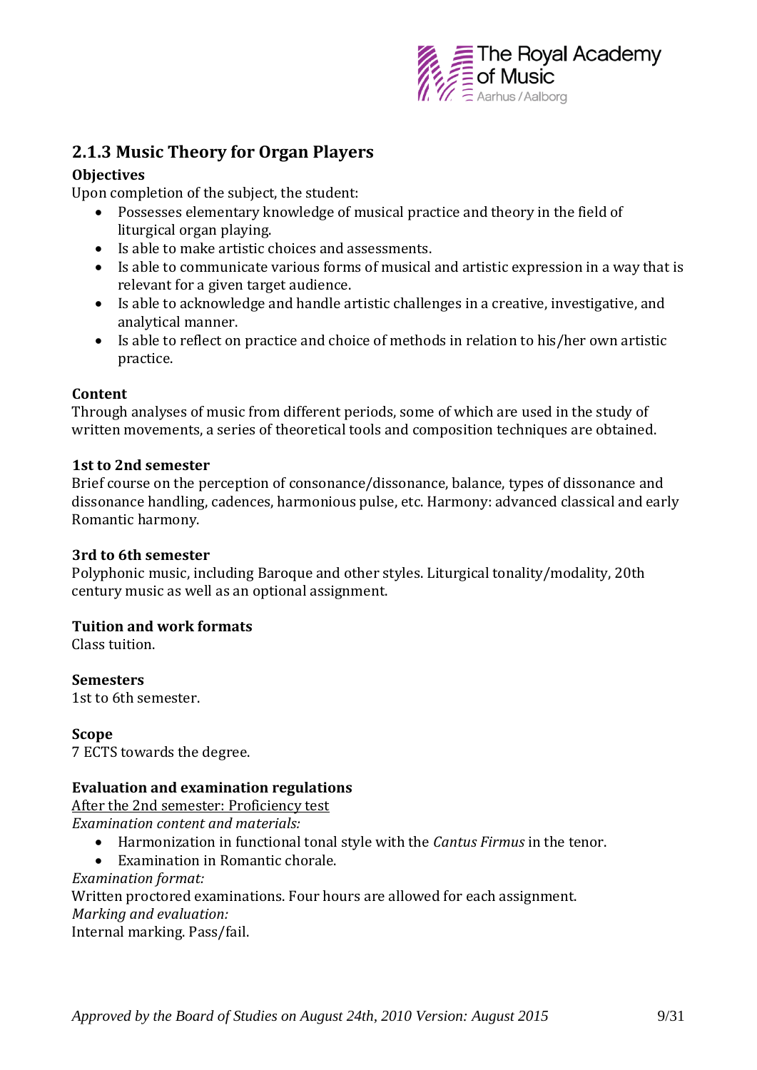## 2.1.3 Music Theory for Organ Players

**Objectives**

Upon completion of the subject, the student:

- Possesses elementary knowledge of musical practice and theory in the field of liturgical organ playing.
- Is able to make artistic choices and assessments.
- Is able to communicate various forms of musical and artistic expression in a way that is relevant for a given target audience.
- Is able to acknowledge and handle artistic challenges in a creative, investigative, and analytical manner.
- Is able to reflect on practice and choice of methods in relation to his/her own artistic practice.

**Content**

Through analyses of music from different periods, some of which are used in the study of written movements, a series of theoretical tools and composition techniques are obtained.

**1st to 2nd semester**

Brief course on the perception of consonance/dissonance, balance, types of dissonance and dissonance handling, cadences, harmonious pulse, etc. Harmony: advanced classical and early Romantic harmony.

**3rd to 6th semester**

Polyphonic music, including Baroque and other styles. Liturgical tonality/modality, 20th century music as well as an optional assignment.

**Tuition and work formats**

Class tuition.

**Semesters**

1st to 6th semester.

**Scope**

7 ECTS towards the degree.

**Evaluation and examination regulations**

<u>After the 2nd semester: Proficiency test</u>

*Examination content and materials:*

- Harmonization in functional tonal style with the *Cantus Firmus* in the tenor.
- Examination in Romantic chorale.

*Examination format:*

Written proctored examinations. Four hours are allowed for each assignment.

*Marking and evaluation:*

Internal marking. Pass/fail.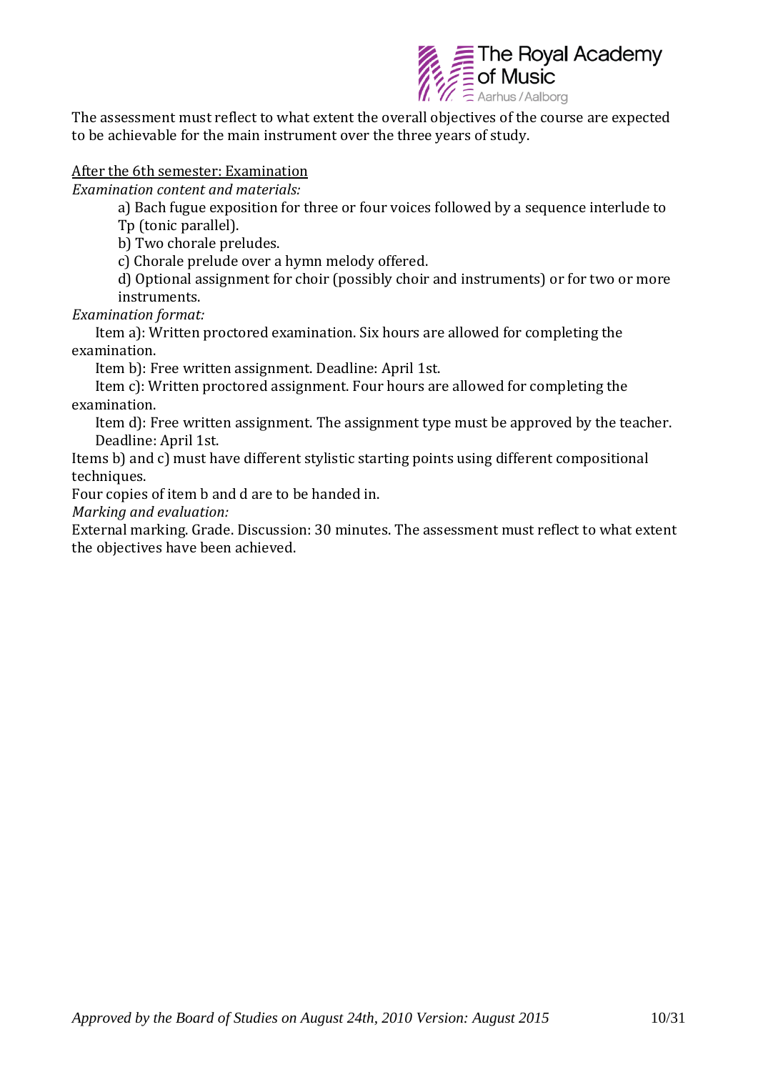The assessment must reflect to what extent the overall objectives of the course are expected to be achievable for the main instrument over the three years of study.

After the 6th semester: Examination

*Examination content and materials:*

a) Bach fugue exposition for three or four voices followed by a sequence interlude to Tp (tonic parallel).

b) Two chorale preludes.

c) Chorale prelude over a hymn melody offered.

d) Optional assignment for choir (possibly choir and instruments) or for two or more instruments.

*Examination format:*

Item a): Written proctored examination. Six hours are allowed for completing the examination.

Item b): Free written assignment. Deadline: April 1st.

Item c): Written proctored assignment. Four hours are allowed for completing the examination.

Item d): Free written assignment. The assignment type must be approved by the teacher. Deadline: April 1st.

Items b) and c) must have different stylistic starting points using different compositional techniques.

Four copies of item b and d are to be handed in.

*Marking and evaluation:*

External marking. Grade. Discussion: 30 minutes. The assessment must reflect to what extent the objectives have been achieved.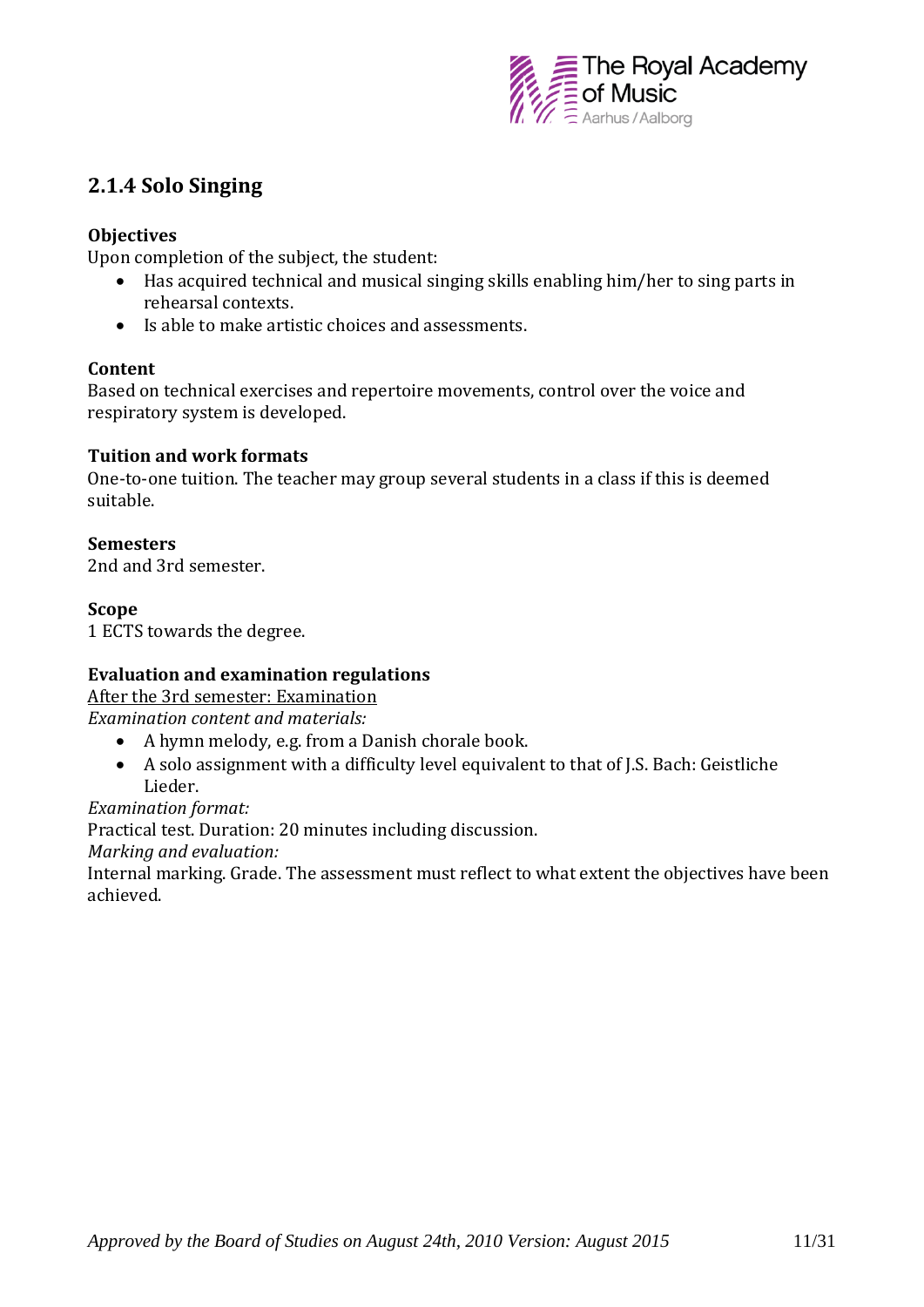## 2.1.4 Solo Singing

**Objectives**

Upon completion of the subject, the student:

- Has acquired technical and musical singing skills enabling him/her to sing parts in rehearsal contexts.
- Is able to make artistic choices and assessments.

**Content**

Based on technical exercises and repertoire movements, control over the voice and respiratory system is developed.

**Tuition and work formats**

One-to-one tuition. The teacher may group several students in a class if this is deemed suitable.

**Semesters**

2nd and 3rd semester.

**Scope**

1 ECTS towards the degree.

**Evaluation and examination regulations**

<u>After the 3rd semester: Examination</u>

*Examination content and materials:*

- A hymn melody, e.g. from a Danish chorale book.
- A solo assignment with a difficulty level equivalent to that of J.S. Bach: Geistliche Lieder.

*Examination format:*

Practical test. Duration: 20 minutes including discussion.

*Marking and evaluation:*

Internal marking. Grade. The assessment must reflect to what extent the objectives have been achieved.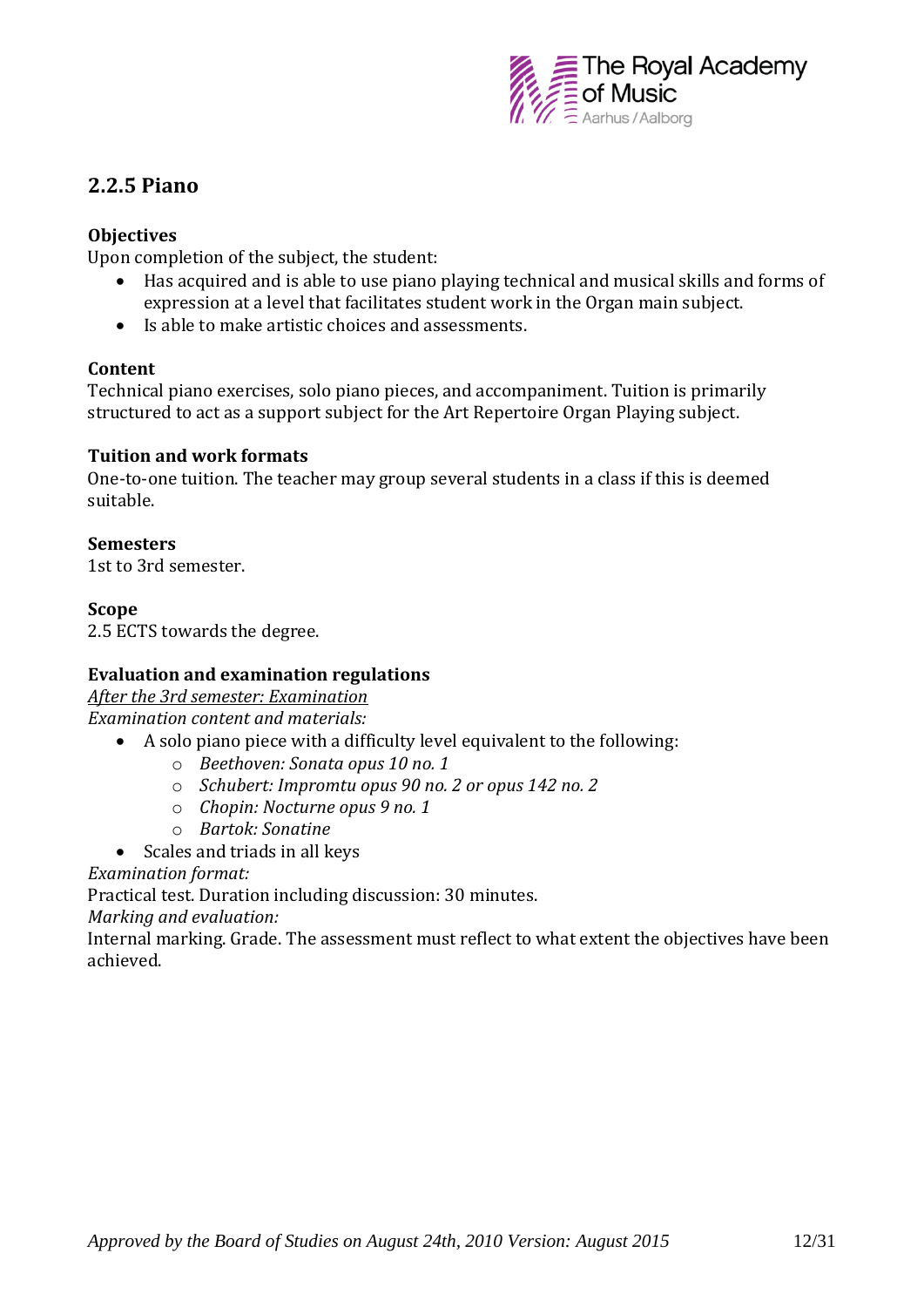## 2.2.5 Piano

**Objectives**

Upon completion of the subject, the student:

- Has acquired and is able to use piano playing technical and musical skills and forms of expression at a level that facilitates student work in the Organ main subject.
- Is able to make artistic choices and assessments.

**Content**

Technical piano exercises, solo piano pieces, and accompaniment. Tuition is primarily structured to act as a support subject for the Art Repertoire Organ Playing subject.

**Tuition and work formats**

One-to-one tuition. The teacher may group several students in a class if this is deemed suitable.

**Semesters**

1st to 3rd semester.

**Scope**

2.5 ECTS towards the degree.

**Evaluation and examination regulations**

*After the 3rd semester: Examination*

*Examination content and materials:*

- A solo piano piece with a difficulty level equivalent to the following:
  - *Beethoven: Sonata opus 10 no. 1*
  - *Schubert: Impromtu opus 90 no. 2 or opus 142 no. 2*
  - *Chopin: Nocturne opus 9 no. 1*
  - *Bartok: Sonatine*
- Scales and triads in all keys

*Examination format:*

Practical test. Duration including discussion: 30 minutes.

*Marking and evaluation:*

Internal marking. Grade. The assessment must reflect to what extent the objectives have been achieved.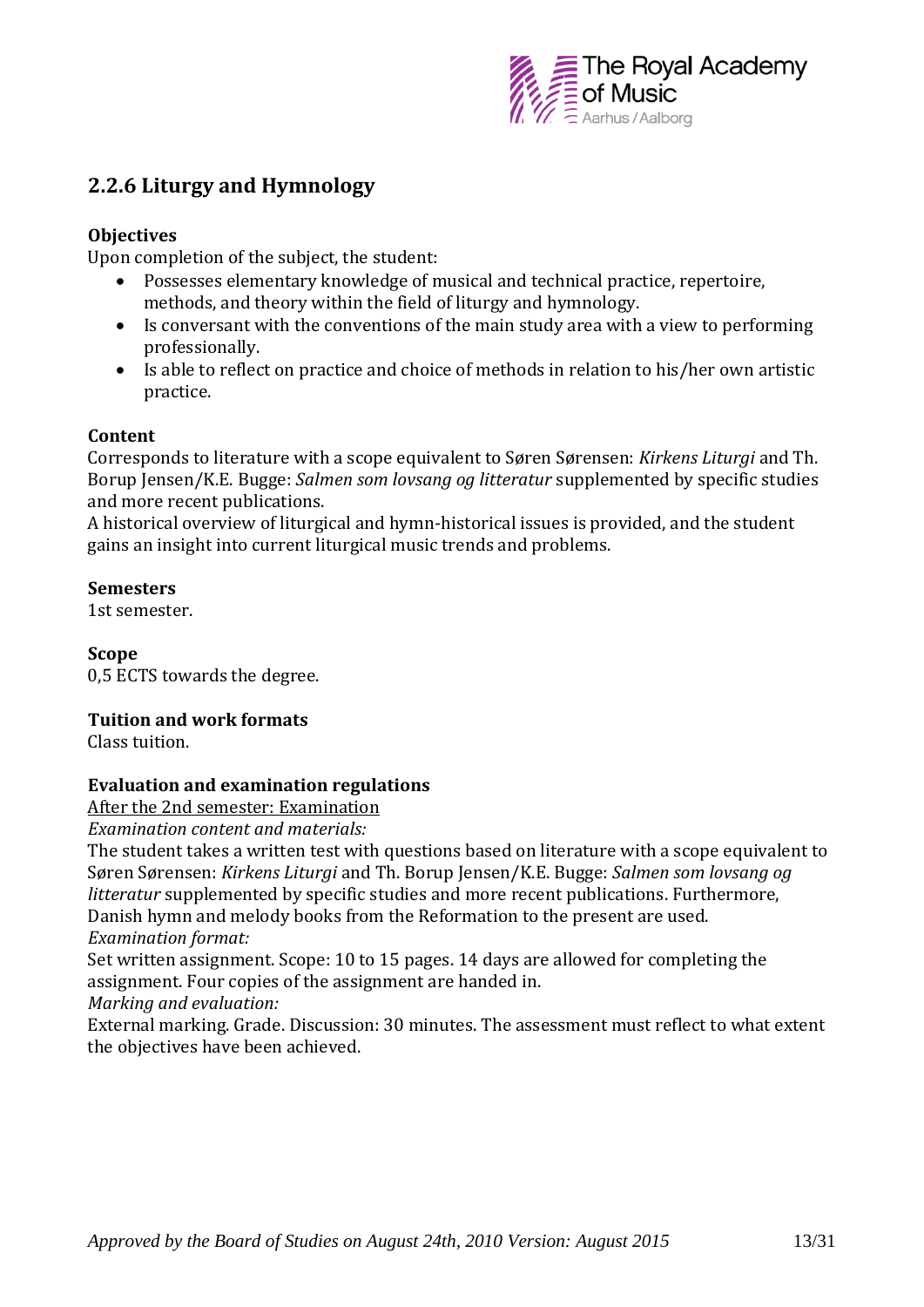## 2.2.6 Liturgy and Hymnology

**Objectives**

Upon completion of the subject, the student:

- Possesses elementary knowledge of musical and technical practice, repertoire, methods, and theory within the field of liturgy and hymnology.
- Is conversant with the conventions of the main study area with a view to performing professionally.
- Is able to reflect on practice and choice of methods in relation to his/her own artistic practice.

**Content**

Corresponds to literature with a scope equivalent to Søren Sørensen: *Kirkens Liturgi* and Th. Borup Jensen/K.E. Bugge: *Salmen som lovsang og litteratur* supplemented by specific studies and more recent publications.

A historical overview of liturgical and hymn-historical issues is provided, and the student gains an insight into current liturgical music trends and problems.

**Semesters**

1st semester.

**Scope**

0,5 ECTS towards the degree.

**Tuition and work formats**

Class tuition.

**Evaluation and examination regulations**

After the 2nd semester: Examination

*Examination content and materials:*

The student takes a written test with questions based on literature with a scope equivalent to Søren Sørensen: *Kirkens Liturgi* and Th. Borup Jensen/K.E. Bugge: *Salmen som lovsang og litteratur* supplemented by specific studies and more recent publications. Furthermore, Danish hymn and melody books from the Reformation to the present are used.

*Examination format:*

Set written assignment. Scope: 10 to 15 pages. 14 days are allowed for completing the assignment. Four copies of the assignment are handed in.

*Marking and evaluation:*

External marking. Grade. Discussion: 30 minutes. The assessment must reflect to what extent the objectives have been achieved.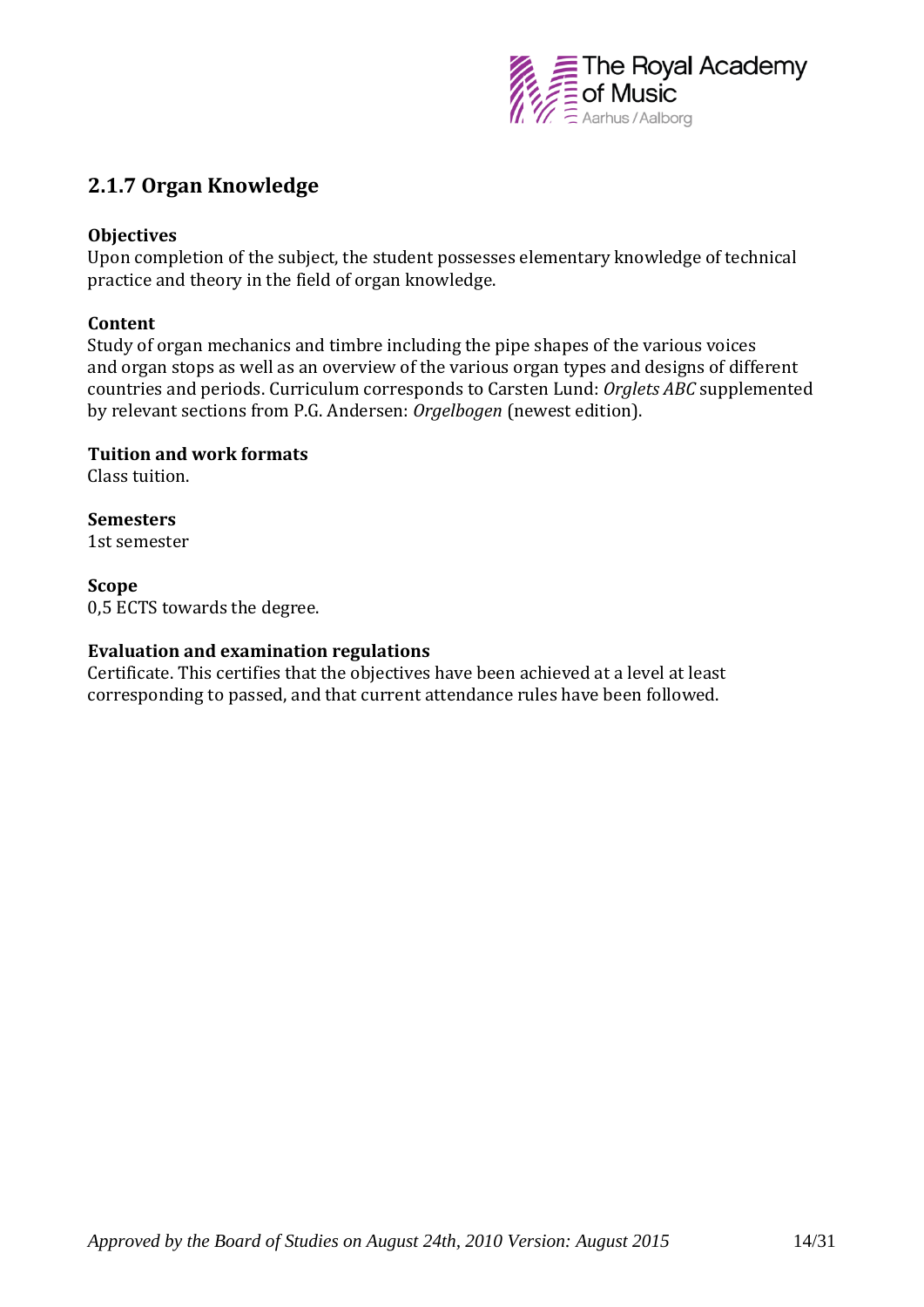## 2.1.7 Organ Knowledge

**Objectives**
Upon completion of the subject, the student possesses elementary knowledge of technical practice and theory in the field of organ knowledge.

**Content**
Study of organ mechanics and timbre including the pipe shapes of the various voices and organ stops as well as an overview of the various organ types and designs of different countries and periods. Curriculum corresponds to Carsten Lund: *Orglets ABC* supplemented by relevant sections from P.G. Andersen: *Orgelbogen* (newest edition).

**Tuition and work formats**
Class tuition.

**Semesters**
1st semester

**Scope**
0,5 ECTS towards the degree.

**Evaluation and examination regulations**
Certificate. This certifies that the objectives have been achieved at a level at least corresponding to passed, and that current attendance rules have been followed.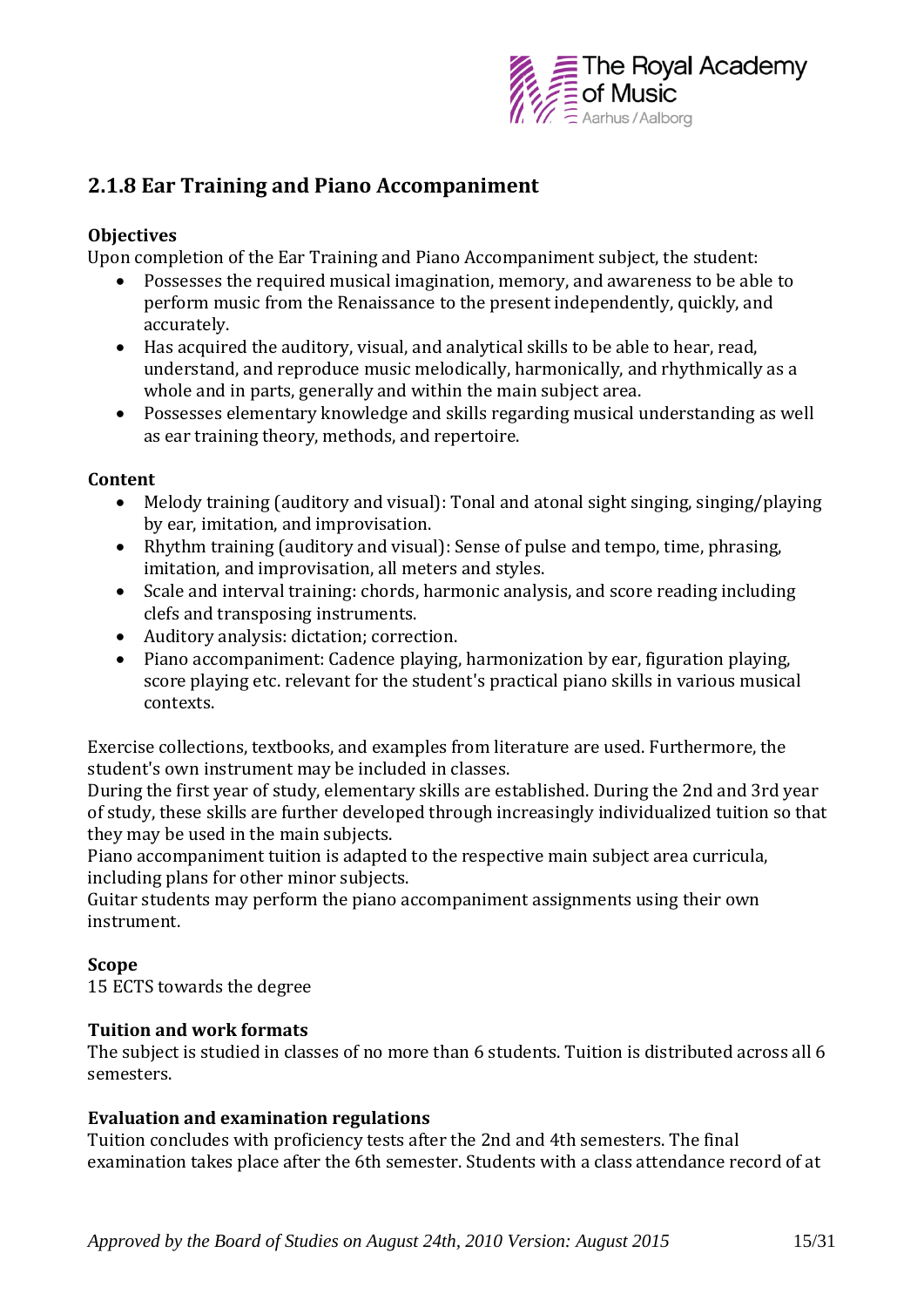## 2.1.8 Ear Training and Piano Accompaniment

**Objectives**

Upon completion of the Ear Training and Piano Accompaniment subject, the student:

- Possesses the required musical imagination, memory, and awareness to be able to perform music from the Renaissance to the present independently, quickly, and accurately.
- Has acquired the auditory, visual, and analytical skills to be able to hear, read, understand, and reproduce music melodically, harmonically, and rhythmically as a whole and in parts, generally and within the main subject area.
- Possesses elementary knowledge and skills regarding musical understanding as well as ear training theory, methods, and repertoire.

**Content**

- Melody training (auditory and visual): Tonal and atonal sight singing, singing/playing by ear, imitation, and improvisation.
- Rhythm training (auditory and visual): Sense of pulse and tempo, time, phrasing, imitation, and improvisation, all meters and styles.
- Scale and interval training: chords, harmonic analysis, and score reading including clefs and transposing instruments.
- Auditory analysis: dictation; correction.
- Piano accompaniment: Cadence playing, harmonization by ear, figuration playing, score playing etc. relevant for the student's practical piano skills in various musical contexts.

Exercise collections, textbooks, and examples from literature are used. Furthermore, the student's own instrument may be included in classes.

During the first year of study, elementary skills are established. During the 2nd and 3rd year of study, these skills are further developed through increasingly individualized tuition so that they may be used in the main subjects.

Piano accompaniment tuition is adapted to the respective main subject area curricula, including plans for other minor subjects.

Guitar students may perform the piano accompaniment assignments using their own instrument.

**Scope**

15 ECTS towards the degree

**Tuition and work formats**

The subject is studied in classes of no more than 6 students. Tuition is distributed across all 6 semesters.

**Evaluation and examination regulations**

Tuition concludes with proficiency tests after the 2nd and 4th semesters. The final examination takes place after the 6th semester. Students with a class attendance record of at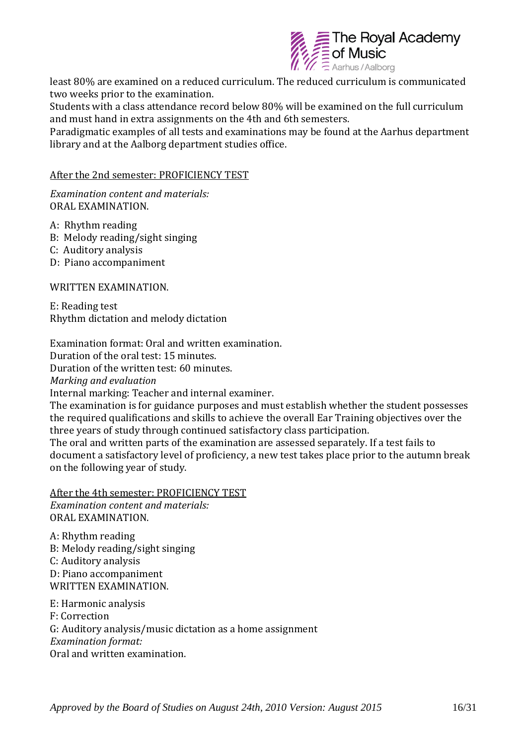least 80% are examined on a reduced curriculum. The reduced curriculum is communicated two weeks prior to the examination.
Students with a class attendance record below 80% will be examined on the full curriculum and must hand in extra assignments on the 4th and 6th semesters.
Paradigmatic examples of all tests and examinations may be found at the Aarhus department library and at the Aalborg department studies office.

<u>After the 2nd semester: PROFICIENCY TEST</u>

*Examination content and materials:*
ORAL EXAMINATION.

A: Rhythm reading
B: Melody reading/sight singing
C: Auditory analysis
D: Piano accompaniment

WRITTEN EXAMINATION.

E: Reading test
Rhythm dictation and melody dictation

Examination format: Oral and written examination.
Duration of the oral test: 15 minutes.
Duration of the written test: 60 minutes.
*Marking and evaluation*
Internal marking: Teacher and internal examiner.
The examination is for guidance purposes and must establish whether the student possesses the required qualifications and skills to achieve the overall Ear Training objectives over the three years of study through continued satisfactory class participation.
The oral and written parts of the examination are assessed separately. If a test fails to document a satisfactory level of proficiency, a new test takes place prior to the autumn break on the following year of study.

<u>After the 4th semester: PROFICIENCY TEST</u>
*Examination content and materials:*
ORAL EXAMINATION.

A: Rhythm reading
B: Melody reading/sight singing
C: Auditory analysis
D: Piano accompaniment
WRITTEN EXAMINATION.

E: Harmonic analysis
F: Correction
G: Auditory analysis/music dictation as a home assignment
*Examination format:*
Oral and written examination.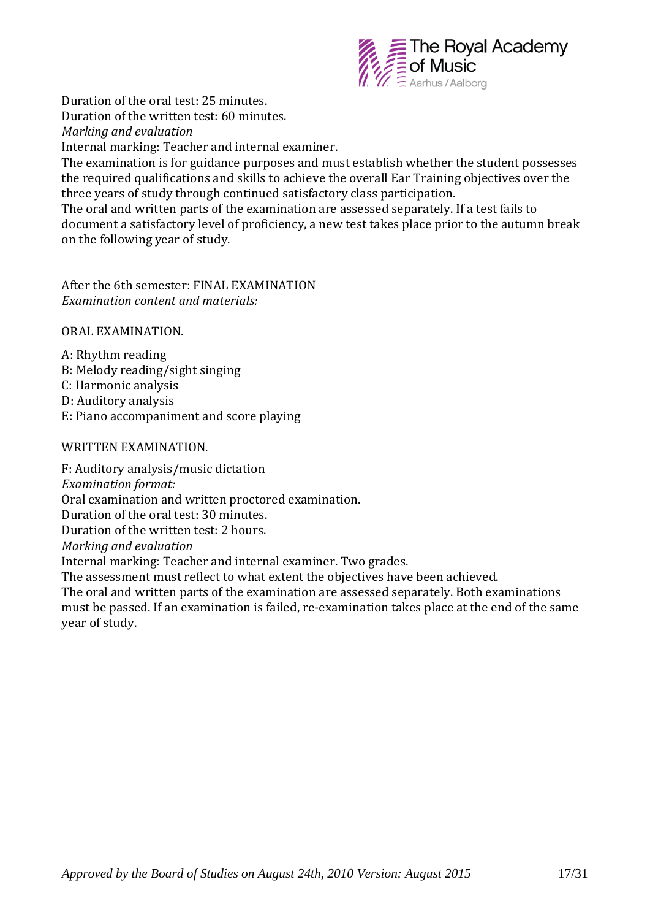Duration of the oral test: 25 minutes.
Duration of the written test: 60 minutes.
*Marking and evaluation*
Internal marking: Teacher and internal examiner.
The examination is for guidance purposes and must establish whether the student possesses the required qualifications and skills to achieve the overall Ear Training objectives over the three years of study through continued satisfactory class participation.
The oral and written parts of the examination are assessed separately. If a test fails to document a satisfactory level of proficiency, a new test takes place prior to the autumn break on the following year of study.

<u>After the 6th semester: FINAL EXAMINATION</u>
*Examination content and materials:*

ORAL EXAMINATION.

A: Rhythm reading
B: Melody reading/sight singing
C: Harmonic analysis
D: Auditory analysis
E: Piano accompaniment and score playing

WRITTEN EXAMINATION.

F: Auditory analysis/music dictation
*Examination format:*
Oral examination and written proctored examination.
Duration of the oral test: 30 minutes.
Duration of the written test: 2 hours.
*Marking and evaluation*
Internal marking: Teacher and internal examiner. Two grades.
The assessment must reflect to what extent the objectives have been achieved.
The oral and written parts of the examination are assessed separately. Both examinations must be passed. If an examination is failed, re-examination takes place at the end of the same year of study.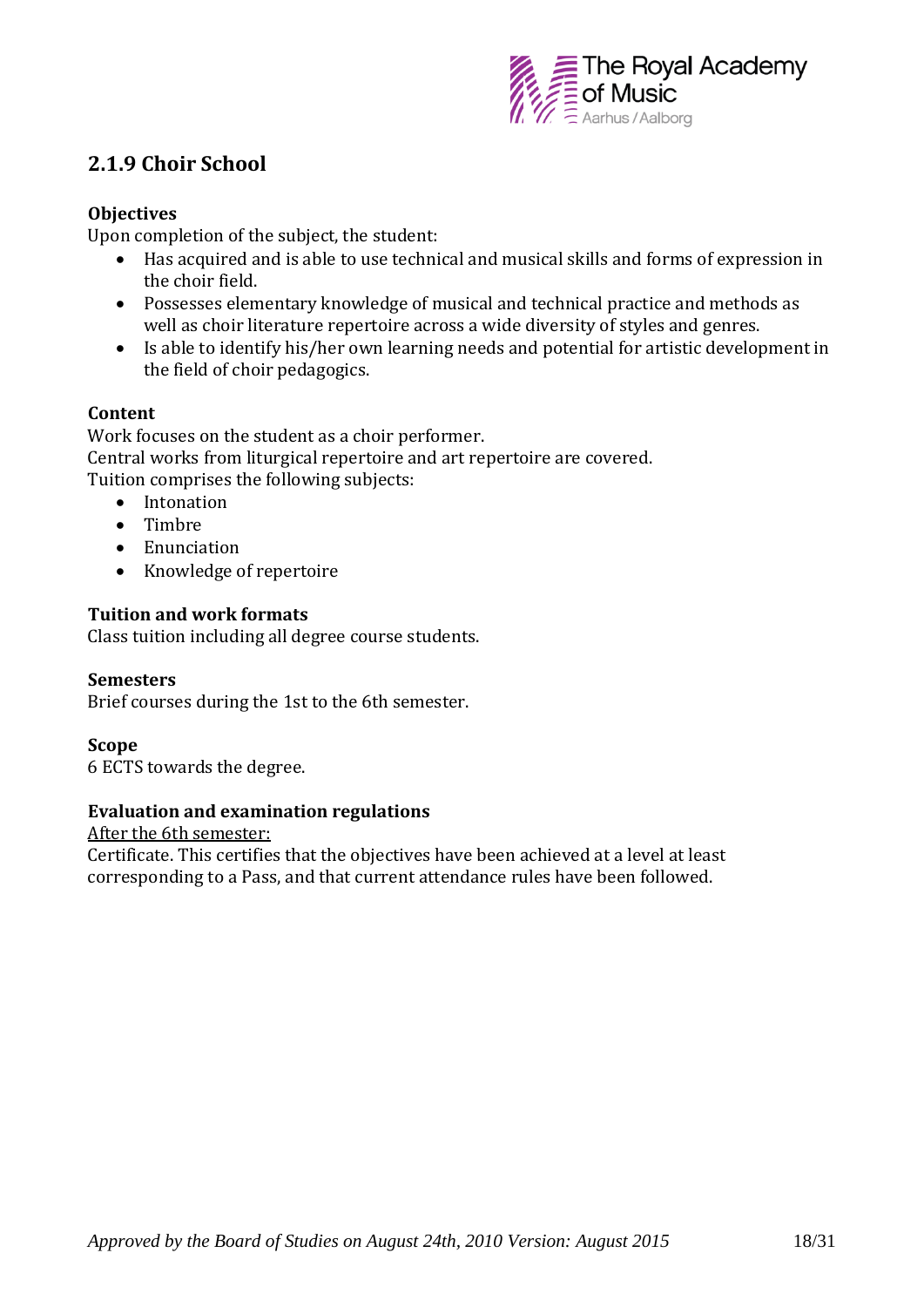## 2.1.9 Choir School

**Objectives**

Upon completion of the subject, the student:

- Has acquired and is able to use technical and musical skills and forms of expression in the choir field.
- Possesses elementary knowledge of musical and technical practice and methods as well as choir literature repertoire across a wide diversity of styles and genres.
- Is able to identify his/her own learning needs and potential for artistic development in the field of choir pedagogics.

**Content**

Work focuses on the student as a choir performer.
Central works from liturgical repertoire and art repertoire are covered.
Tuition comprises the following subjects:

- Intonation
- Timbre
- Enunciation
- Knowledge of repertoire

**Tuition and work formats**

Class tuition including all degree course students.

**Semesters**

Brief courses during the 1st to the 6th semester.

**Scope**

6 ECTS towards the degree.

**Evaluation and examination regulations**

After the 6th semester:
Certificate. This certifies that the objectives have been achieved at a level at least corresponding to a Pass, and that current attendance rules have been followed.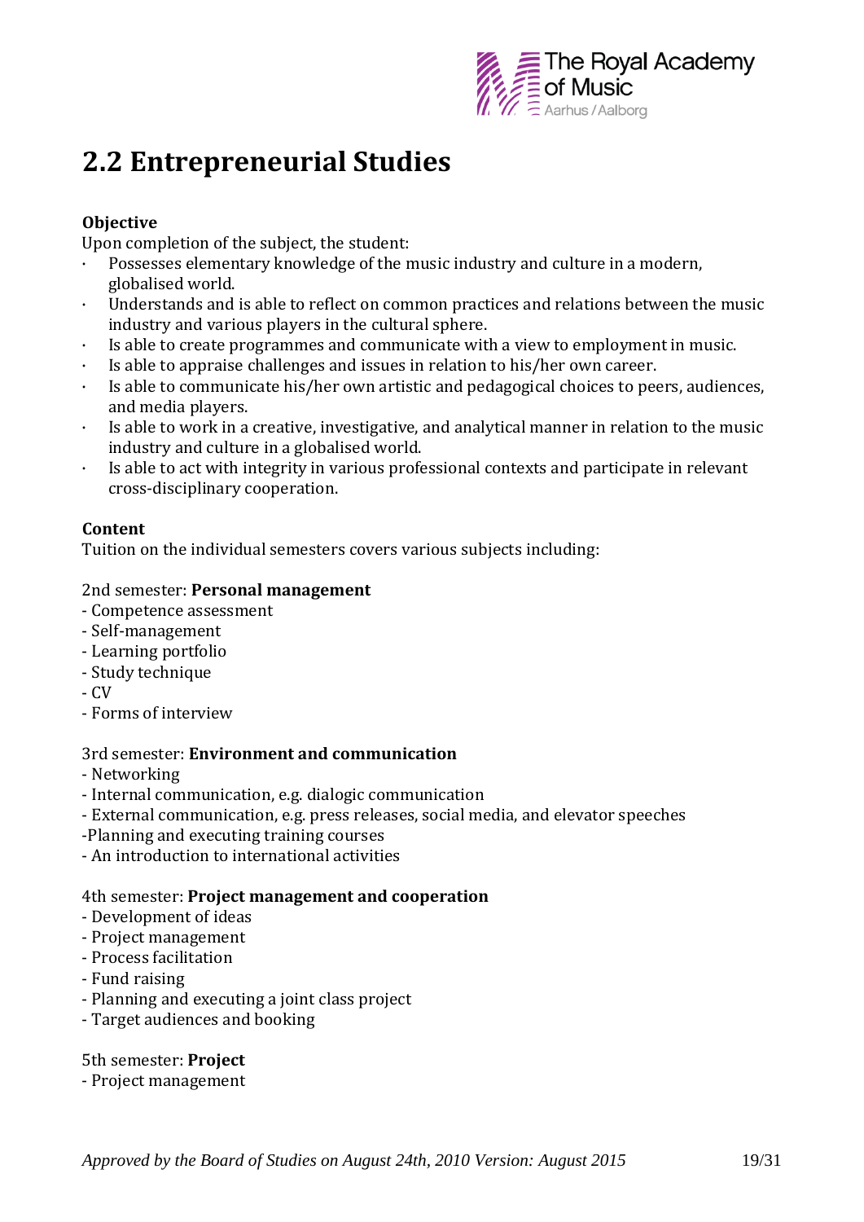## 2.2 Entrepreneurial Studies

**Objective**

Upon completion of the subject, the student:

- Possesses elementary knowledge of the music industry and culture in a modern, globalised world.
- Understands and is able to reflect on common practices and relations between the music industry and various players in the cultural sphere.
- Is able to create programmes and communicate with a view to employment in music.
- Is able to appraise challenges and issues in relation to his/her own career.
- Is able to communicate his/her own artistic and pedagogical choices to peers, audiences, and media players.
- Is able to work in a creative, investigative, and analytical manner in relation to the music industry and culture in a globalised world.
- Is able to act with integrity in various professional contexts and participate in relevant cross-disciplinary cooperation.

**Content**

Tuition on the individual semesters covers various subjects including:

2nd semester: **Personal management**

- Competence assessment
- Self-management
- Learning portfolio
- Study technique
- CV
- Forms of interview

3rd semester: **Environment and communication**

- Networking
- Internal communication, e.g. dialogic communication
- External communication, e.g. press releases, social media, and elevator speeches
- Planning and executing training courses
- An introduction to international activities

4th semester: **Project management and cooperation**

- Development of ideas
- Project management
- Process facilitation
- Fund raising
- Planning and executing a joint class project
- Target audiences and booking

5th semester: **Project**

- Project management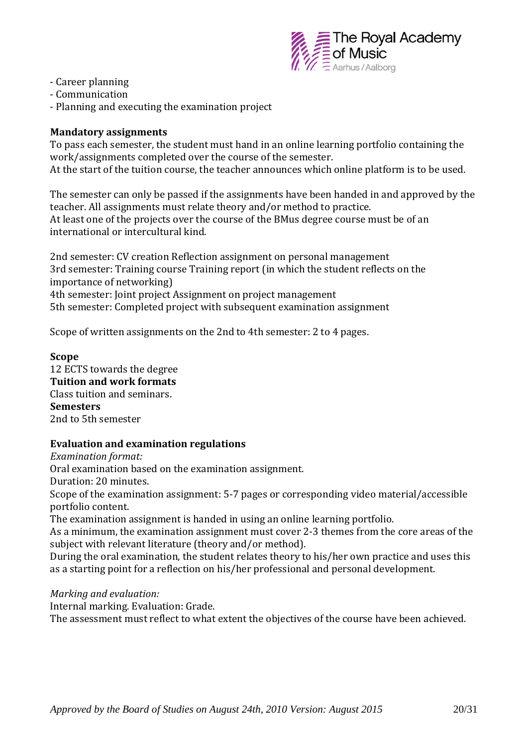- Career planning
- Communication
- Planning and executing the examination project

**Mandatory assignments**

To pass each semester, the student must hand in an online learning portfolio containing the work/assignments completed over the course of the semester.
At the start of the tuition course, the teacher announces which online platform is to be used.

The semester can only be passed if the assignments have been handed in and approved by the teacher. All assignments must relate theory and/or method to practice.
At least one of the projects over the course of the BMus degree course must be of an international or intercultural kind.

2nd semester: CV creation Reflection assignment on personal management
3rd semester: Training course Training report (in which the student reflects on the importance of networking)
4th semester: Joint project Assignment on project management
5th semester: Completed project with subsequent examination assignment

Scope of written assignments on the 2nd to 4th semester: 2 to 4 pages.

**Scope**
12 ECTS towards the degree
**Tuition and work formats**
Class tuition and seminars.
**Semesters**
2nd to 5th semester

**Evaluation and examination regulations**

*Examination format:*
Oral examination based on the examination assignment.
Duration: 20 minutes.
Scope of the examination assignment: 5-7 pages or corresponding video material/accessible portfolio content.
The examination assignment is handed in using an online learning portfolio.
As a minimum, the examination assignment must cover 2-3 themes from the core areas of the subject with relevant literature (theory and/or method).
During the oral examination, the student relates theory to his/her own practice and uses this as a starting point for a reflection on his/her professional and personal development.

*Marking and evaluation:*
Internal marking. Evaluation: Grade.
The assessment must reflect to what extent the objectives of the course have been achieved.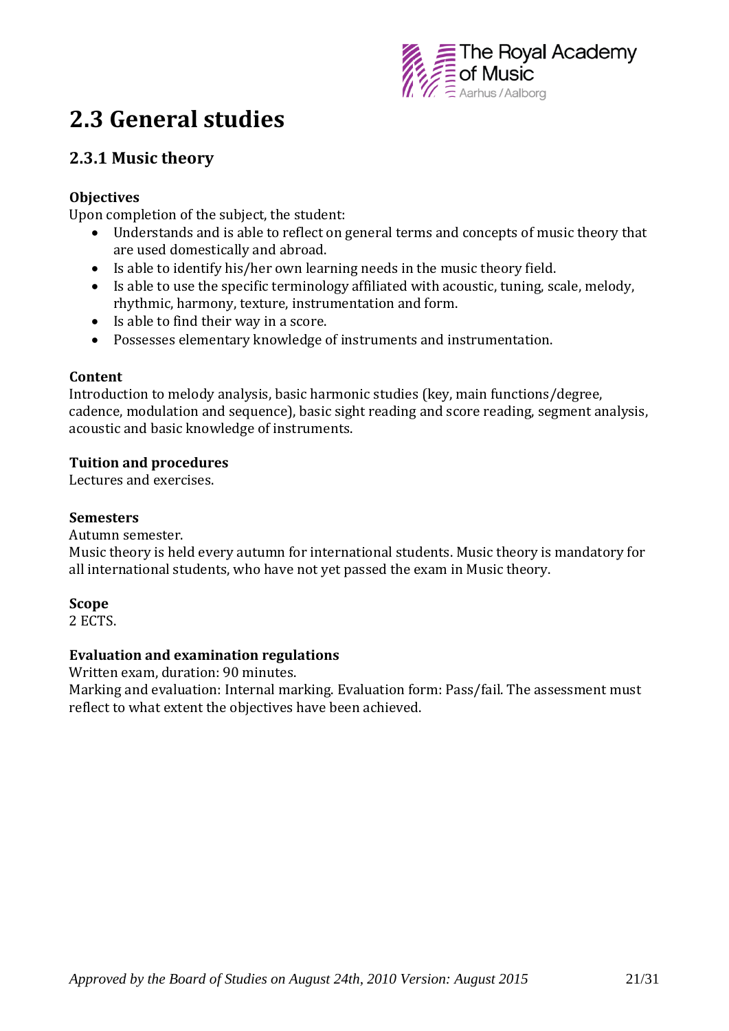# 2.3 General studies

## 2.3.1 Music theory

**Objectives**

Upon completion of the subject, the student:

- Understands and is able to reflect on general terms and concepts of music theory that are used domestically and abroad.
- Is able to identify his/her own learning needs in the music theory field.
- Is able to use the specific terminology affiliated with acoustic, tuning, scale, melody, rhythmic, harmony, texture, instrumentation and form.
- Is able to find their way in a score.
- Possesses elementary knowledge of instruments and instrumentation.

**Content**

Introduction to melody analysis, basic harmonic studies (key, main functions/degree, cadence, modulation and sequence), basic sight reading and score reading, segment analysis, acoustic and basic knowledge of instruments.

**Tuition and procedures**

Lectures and exercises.

**Semesters**

Autumn semester.

Music theory is held every autumn for international students. Music theory is mandatory for all international students, who have not yet passed the exam in Music theory.

**Scope**

2 ECTS.

**Evaluation and examination regulations**

Written exam, duration: 90 minutes.

Marking and evaluation: Internal marking. Evaluation form: Pass/fail. The assessment must reflect to what extent the objectives have been achieved.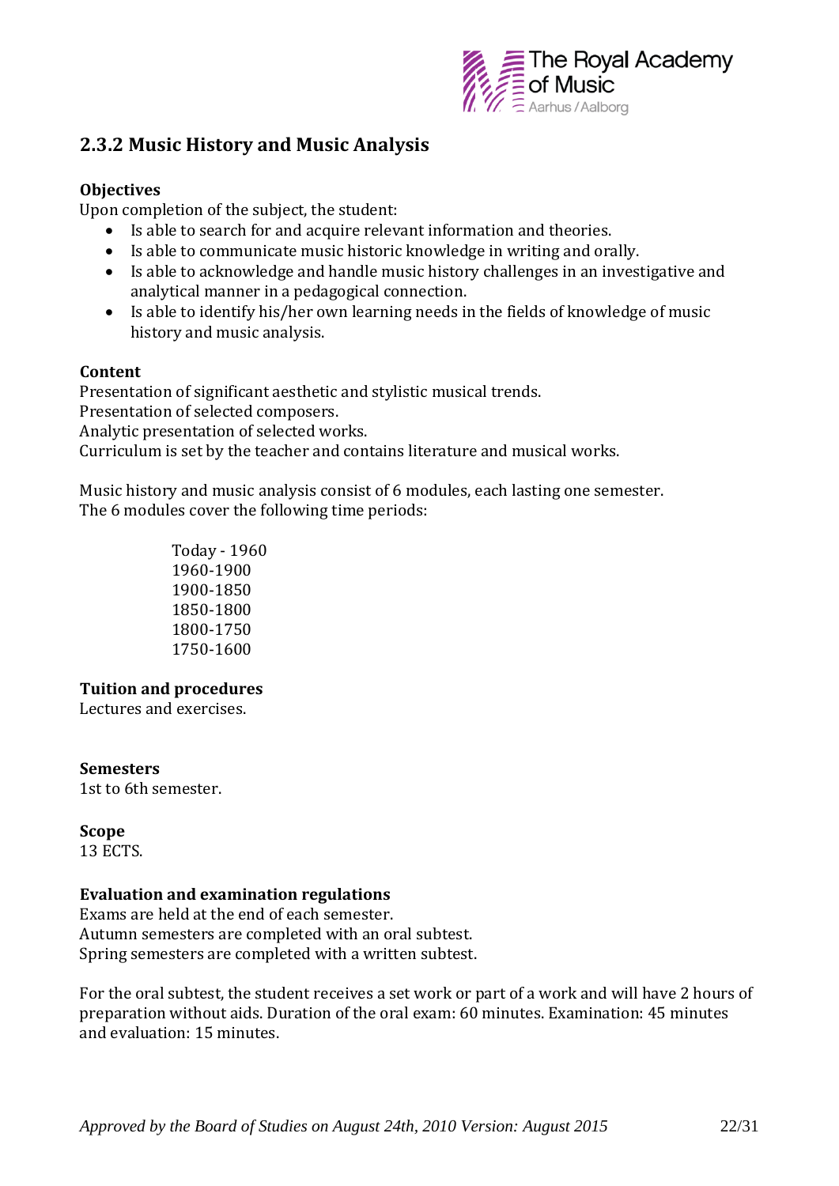## 2.3.2 Music History and Music Analysis

**Objectives**

Upon completion of the subject, the student:

- Is able to search for and acquire relevant information and theories.
- Is able to communicate music historic knowledge in writing and orally.
- Is able to acknowledge and handle music history challenges in an investigative and analytical manner in a pedagogical connection.
- Is able to identify his/her own learning needs in the fields of knowledge of music history and music analysis.

**Content**

Presentation of significant aesthetic and stylistic musical trends.
Presentation of selected composers.
Analytic presentation of selected works.
Curriculum is set by the teacher and contains literature and musical works.

Music history and music analysis consist of 6 modules, each lasting one semester.
The 6 modules cover the following time periods:

Today - 1960
1960-1900
1900-1850
1850-1800
1800-1750
1750-1600

**Tuition and procedures**

Lectures and exercises.

**Semesters**

1st to 6th semester.

**Scope**

13 ECTS.

**Evaluation and examination regulations**

Exams are held at the end of each semester.
Autumn semesters are completed with an oral subtest.
Spring semesters are completed with a written subtest.

For the oral subtest, the student receives a set work or part of a work and will have 2 hours of preparation without aids. Duration of the oral exam: 60 minutes. Examination: 45 minutes and evaluation: 15 minutes.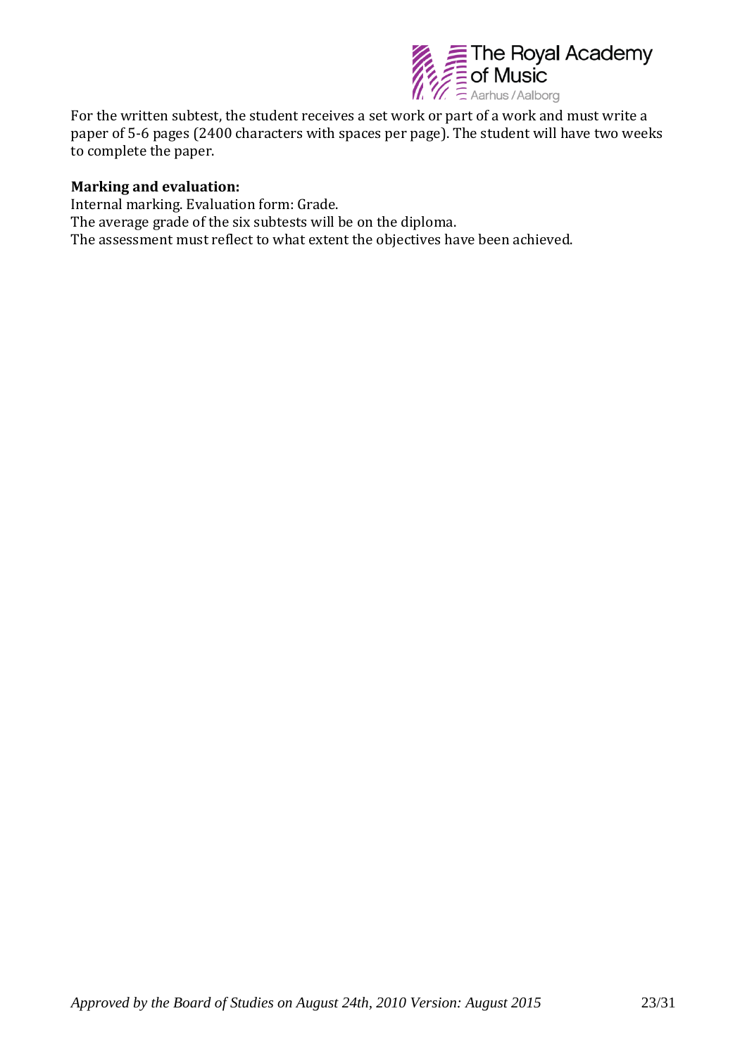For the written subtest, the student receives a set work or part of a work and must write a paper of 5-6 pages (2400 characters with spaces per page). The student will have two weeks to complete the paper.

**Marking and evaluation:**

Internal marking. Evaluation form: Grade.
The average grade of the six subtests will be on the diploma.
The assessment must reflect to what extent the objectives have been achieved.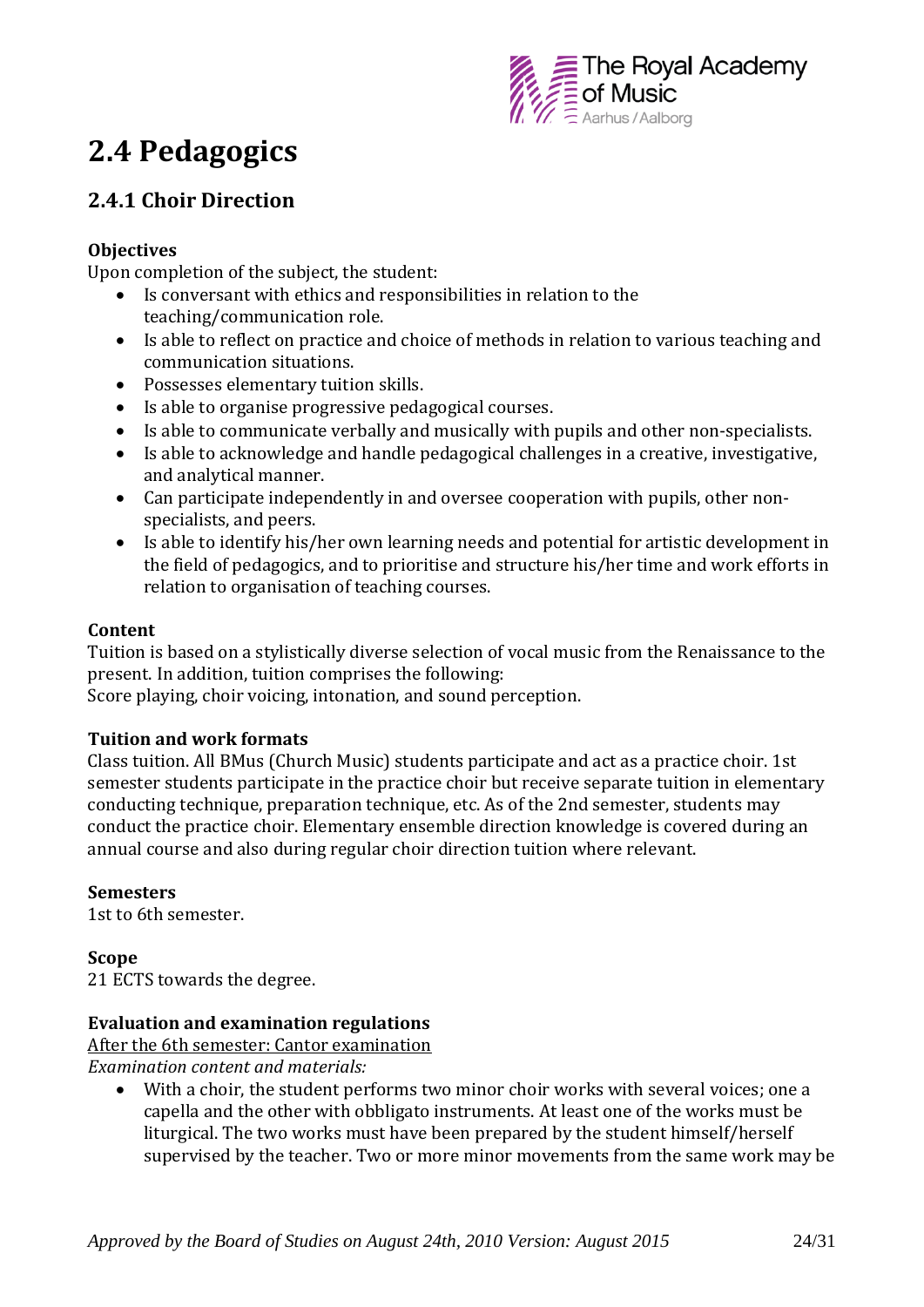# 2.4 Pedagogics

## 2.4.1 Choir Direction

**Objectives**

Upon completion of the subject, the student:

- Is conversant with ethics and responsibilities in relation to the teaching/communication role.
- Is able to reflect on practice and choice of methods in relation to various teaching and communication situations.
- Possesses elementary tuition skills.
- Is able to organise progressive pedagogical courses.
- Is able to communicate verbally and musically with pupils and other non-specialists.
- Is able to acknowledge and handle pedagogical challenges in a creative, investigative, and analytical manner.
- Can participate independently in and oversee cooperation with pupils, other non-specialists, and peers.
- Is able to identify his/her own learning needs and potential for artistic development in the field of pedagogics, and to prioritise and structure his/her time and work efforts in relation to organisation of teaching courses.

**Content**

Tuition is based on a stylistically diverse selection of vocal music from the Renaissance to the present. In addition, tuition comprises the following:
Score playing, choir voicing, intonation, and sound perception.

**Tuition and work formats**

Class tuition. All BMus (Church Music) students participate and act as a practice choir. 1st semester students participate in the practice choir but receive separate tuition in elementary conducting technique, preparation technique, etc. As of the 2nd semester, students may conduct the practice choir. Elementary ensemble direction knowledge is covered during an annual course and also during regular choir direction tuition where relevant.

**Semesters**

1st to 6th semester.

**Scope**

21 ECTS towards the degree.

**Evaluation and examination regulations**

After the 6th semester: Cantor examination

*Examination content and materials:*

- With a choir, the student performs two minor choir works with several voices; one a capella and the other with obbligato instruments. At least one of the works must be liturgical. The two works must have been prepared by the student himself/herself supervised by the teacher. Two or more minor movements from the same work may be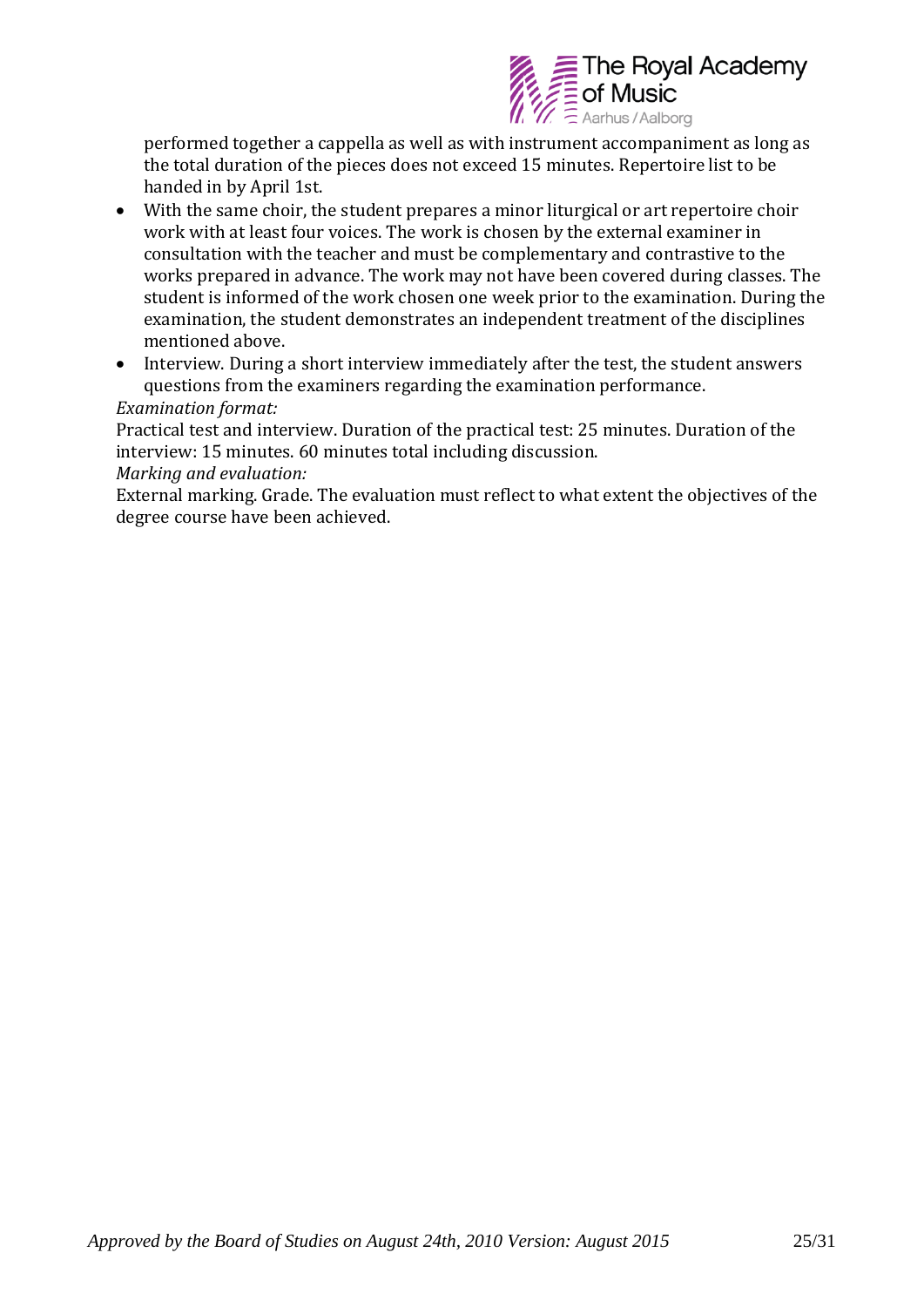performed together a cappella as well as with instrument accompaniment as long as the total duration of the pieces does not exceed 15 minutes. Repertoire list to be handed in by April 1st.

- With the same choir, the student prepares a minor liturgical or art repertoire choir work with at least four voices. The work is chosen by the external examiner in consultation with the teacher and must be complementary and contrastive to the works prepared in advance. The work may not have been covered during classes. The student is informed of the work chosen one week prior to the examination. During the examination, the student demonstrates an independent treatment of the disciplines mentioned above.
- Interview. During a short interview immediately after the test, the student answers questions from the examiners regarding the examination performance.

*Examination format:*

Practical test and interview. Duration of the practical test: 25 minutes. Duration of the interview: 15 minutes. 60 minutes total including discussion.

*Marking and evaluation:*

External marking. Grade. The evaluation must reflect to what extent the objectives of the degree course have been achieved.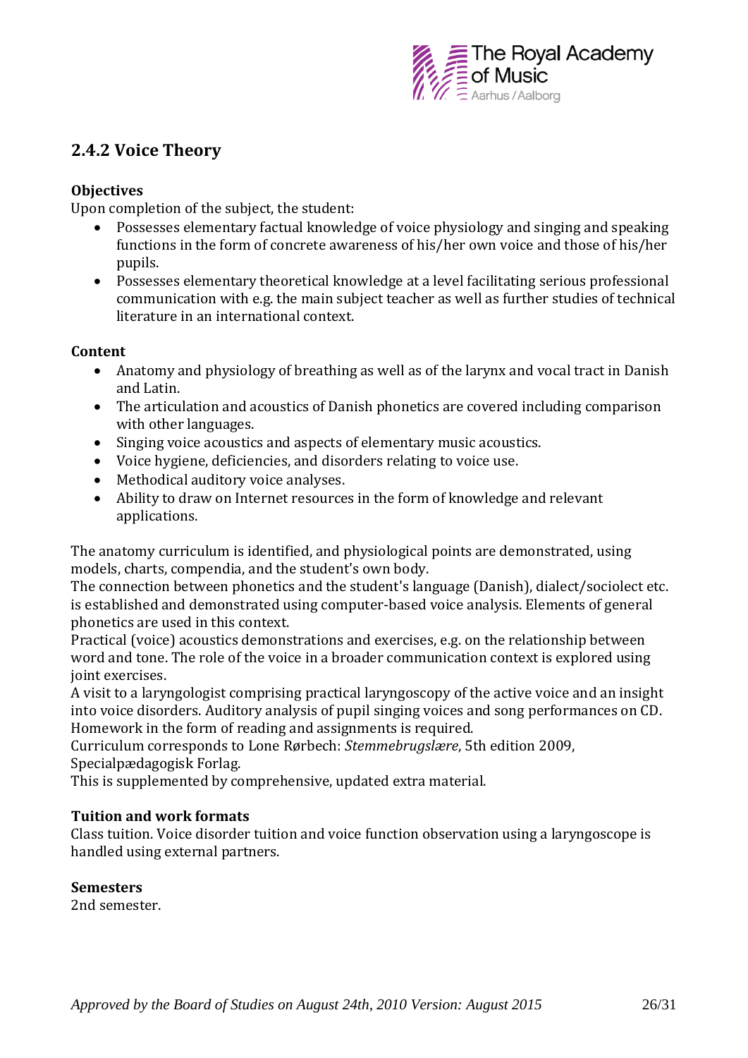## 2.4.2 Voice Theory

**Objectives**

Upon completion of the subject, the student:

- Possesses elementary factual knowledge of voice physiology and singing and speaking functions in the form of concrete awareness of his/her own voice and those of his/her pupils.
- Possesses elementary theoretical knowledge at a level facilitating serious professional communication with e.g. the main subject teacher as well as further studies of technical literature in an international context.

**Content**

- Anatomy and physiology of breathing as well as of the larynx and vocal tract in Danish and Latin.
- The articulation and acoustics of Danish phonetics are covered including comparison with other languages.
- Singing voice acoustics and aspects of elementary music acoustics.
- Voice hygiene, deficiencies, and disorders relating to voice use.
- Methodical auditory voice analyses.
- Ability to draw on Internet resources in the form of knowledge and relevant applications.

The anatomy curriculum is identified, and physiological points are demonstrated, using models, charts, compendia, and the student's own body.
The connection between phonetics and the student's language (Danish), dialect/sociolect etc. is established and demonstrated using computer-based voice analysis. Elements of general phonetics are used in this context.
Practical (voice) acoustics demonstrations and exercises, e.g. on the relationship between word and tone. The role of the voice in a broader communication context is explored using joint exercises.
A visit to a laryngologist comprising practical laryngoscopy of the active voice and an insight into voice disorders. Auditory analysis of pupil singing voices and song performances on CD.
Homework in the form of reading and assignments is required.
Curriculum corresponds to Lone Rørbech: *Stemmebrugslære*, 5th edition 2009, Specialpædagogisk Forlag.
This is supplemented by comprehensive, updated extra material.

**Tuition and work formats**

Class tuition. Voice disorder tuition and voice function observation using a laryngoscope is handled using external partners.

**Semesters**

2nd semester.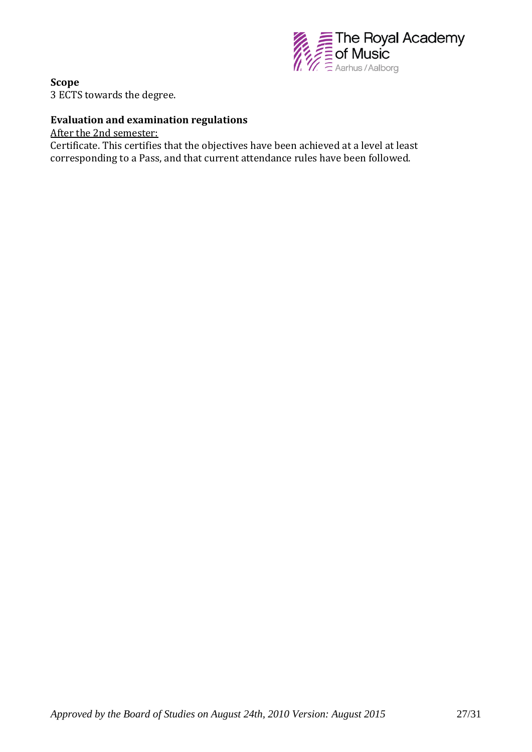**Scope**

3 ECTS towards the degree.

**Evaluation and examination regulations**

After the 2nd semester:

Certificate. This certifies that the objectives have been achieved at a level at least corresponding to a Pass, and that current attendance rules have been followed.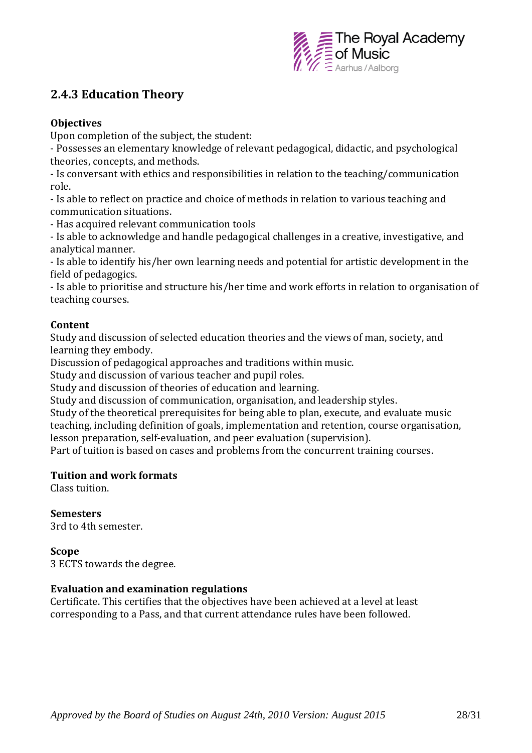## 2.4.3 Education Theory

**Objectives**

Upon completion of the subject, the student:

- Possesses an elementary knowledge of relevant pedagogical, didactic, and psychological theories, concepts, and methods.
- Is conversant with ethics and responsibilities in relation to the teaching/communication role.
- Is able to reflect on practice and choice of methods in relation to various teaching and communication situations.
- Has acquired relevant communication tools
- Is able to acknowledge and handle pedagogical challenges in a creative, investigative, and analytical manner.
- Is able to identify his/her own learning needs and potential for artistic development in the field of pedagogics.
- Is able to prioritise and structure his/her time and work efforts in relation to organisation of teaching courses.

**Content**

Study and discussion of selected education theories and the views of man, society, and learning they embody.
Discussion of pedagogical approaches and traditions within music.
Study and discussion of various teacher and pupil roles.
Study and discussion of theories of education and learning.
Study and discussion of communication, organisation, and leadership styles.
Study of the theoretical prerequisites for being able to plan, execute, and evaluate music teaching, including definition of goals, implementation and retention, course organisation, lesson preparation, self-evaluation, and peer evaluation (supervision).
Part of tuition is based on cases and problems from the concurrent training courses.

**Tuition and work formats**

Class tuition.

**Semesters**

3rd to 4th semester.

**Scope**

3 ECTS towards the degree.

**Evaluation and examination regulations**

Certificate. This certifies that the objectives have been achieved at a level at least corresponding to a Pass, and that current attendance rules have been followed.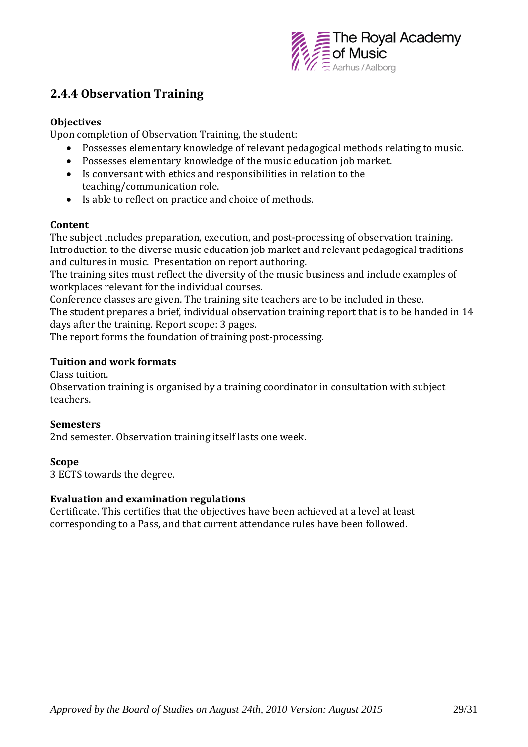## 2.4.4 Observation Training

**Objectives**

Upon completion of Observation Training, the student:

- Possesses elementary knowledge of relevant pedagogical methods relating to music.
- Possesses elementary knowledge of the music education job market.
- Is conversant with ethics and responsibilities in relation to the teaching/communication role.
- Is able to reflect on practice and choice of methods.

**Content**

The subject includes preparation, execution, and post-processing of observation training. Introduction to the diverse music education job market and relevant pedagogical traditions and cultures in music. Presentation on report authoring.

The training sites must reflect the diversity of the music business and include examples of workplaces relevant for the individual courses.

Conference classes are given. The training site teachers are to be included in these.

The student prepares a brief, individual observation training report that is to be handed in 14 days after the training. Report scope: 3 pages.

The report forms the foundation of training post-processing.

**Tuition and work formats**

Class tuition.

Observation training is organised by a training coordinator in consultation with subject teachers.

**Semesters**

2nd semester. Observation training itself lasts one week.

**Scope**

3 ECTS towards the degree.

**Evaluation and examination regulations**

Certificate. This certifies that the objectives have been achieved at a level at least corresponding to a Pass, and that current attendance rules have been followed.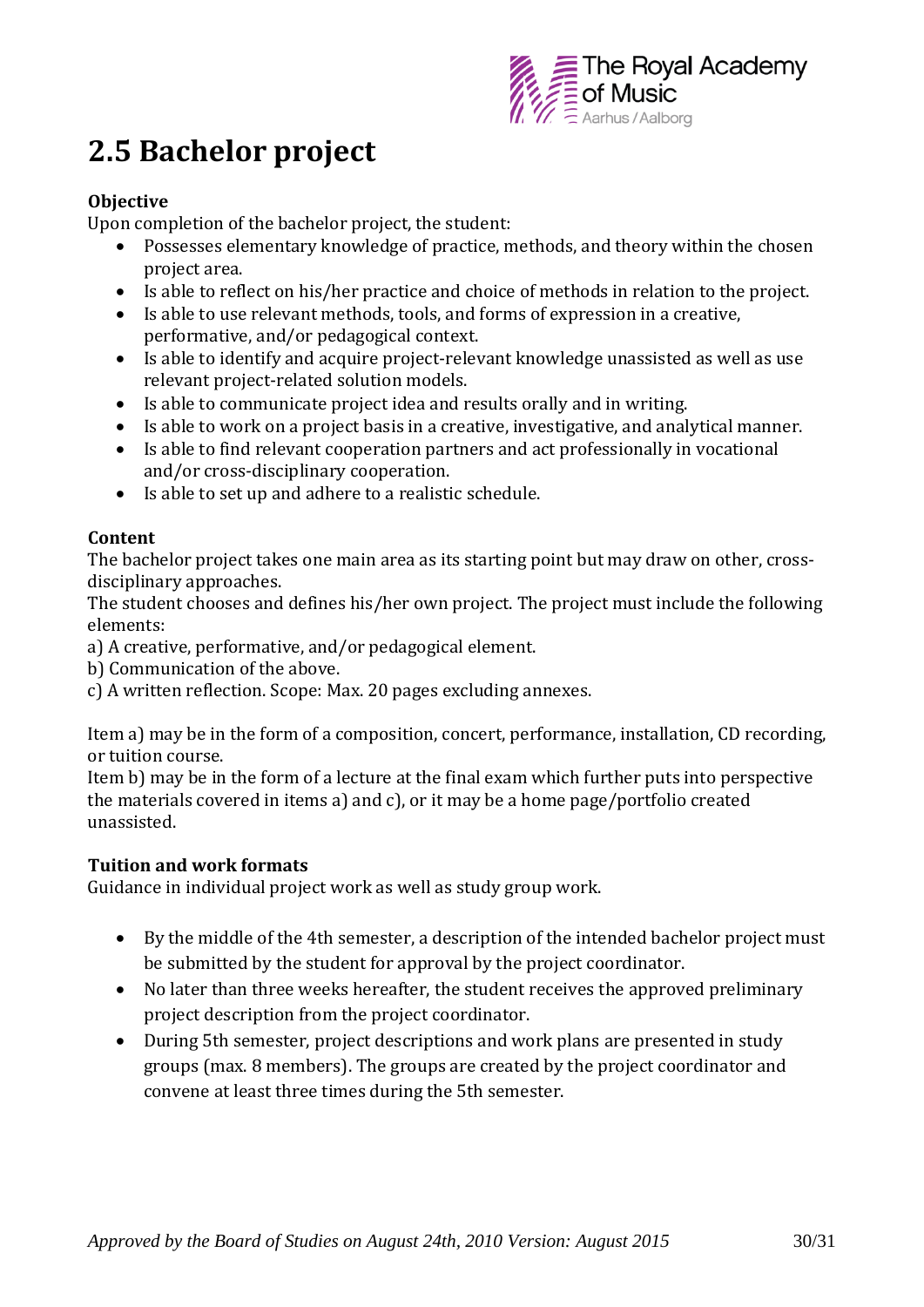## 2.5 Bachelor project

**Objective**
Upon completion of the bachelor project, the student:

- Possesses elementary knowledge of practice, methods, and theory within the chosen project area.
- Is able to reflect on his/her practice and choice of methods in relation to the project.
- Is able to use relevant methods, tools, and forms of expression in a creative, performative, and/or pedagogical context.
- Is able to identify and acquire project-relevant knowledge unassisted as well as use relevant project-related solution models.
- Is able to communicate project idea and results orally and in writing.
- Is able to work on a project basis in a creative, investigative, and analytical manner.
- Is able to find relevant cooperation partners and act professionally in vocational and/or cross-disciplinary cooperation.
- Is able to set up and adhere to a realistic schedule.

**Content**
The bachelor project takes one main area as its starting point but may draw on other, cross-disciplinary approaches.
The student chooses and defines his/her own project. The project must include the following elements:
a) A creative, performative, and/or pedagogical element.
b) Communication of the above.
c) A written reflection. Scope: Max. 20 pages excluding annexes.

Item a) may be in the form of a composition, concert, performance, installation, CD recording, or tuition course.
Item b) may be in the form of a lecture at the final exam which further puts into perspective the materials covered in items a) and c), or it may be a home page/portfolio created unassisted.

**Tuition and work formats**
Guidance in individual project work as well as study group work.

- By the middle of the 4th semester, a description of the intended bachelor project must be submitted by the student for approval by the project coordinator.
- No later than three weeks hereafter, the student receives the approved preliminary project description from the project coordinator.
- During 5th semester, project descriptions and work plans are presented in study groups (max. 8 members). The groups are created by the project coordinator and convene at least three times during the 5th semester.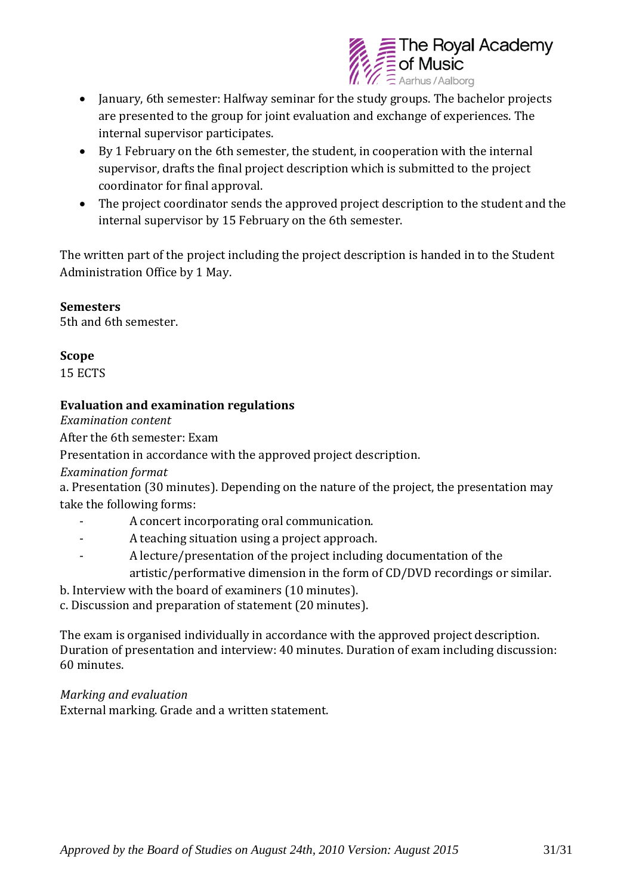- January, 6th semester: Halfway seminar for the study groups. The bachelor projects are presented to the group for joint evaluation and exchange of experiences. The internal supervisor participates.
- By 1 February on the 6th semester, the student, in cooperation with the internal supervisor, drafts the final project description which is submitted to the project coordinator for final approval.
- The project coordinator sends the approved project description to the student and the internal supervisor by 15 February on the 6th semester.

The written part of the project including the project description is handed in to the Student Administration Office by 1 May.

**Semesters**
5th and 6th semester.

**Scope**
15 ECTS

**Evaluation and examination regulations**

*Examination content*

After the 6th semester: Exam

Presentation in accordance with the approved project description.

*Examination format*

a. Presentation (30 minutes). Depending on the nature of the project, the presentation may take the following forms:

- A concert incorporating oral communication.
- A teaching situation using a project approach.
- A lecture/presentation of the project including documentation of the artistic/performative dimension in the form of CD/DVD recordings or similar.

b. Interview with the board of examiners (10 minutes).

c. Discussion and preparation of statement (20 minutes).

The exam is organised individually in accordance with the approved project description. Duration of presentation and interview: 40 minutes. Duration of exam including discussion: 60 minutes.

*Marking and evaluation*

External marking. Grade and a written statement.